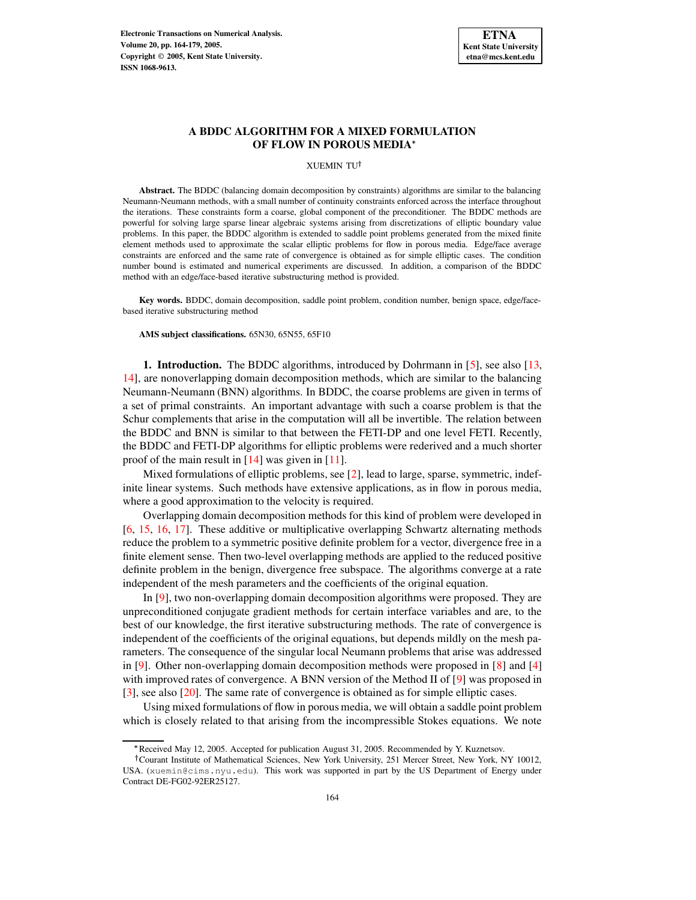# A BDDC ALGORITHM FOR A MIXED FORMULATION OF FLOW IN POROUS MEDIA*

XUEMIN TU†

**Abstract.** The BDDC (balancing domain decomposition by constraints) algorithms are similar to the balancing Neumann-Neumann methods, with a small number of continuity constraints enforced across the interface throughout the iterations. These constraints form a coarse, global component of the preconditioner. The BDDC methods are powerful for solving large sparse linear algebraic systems arising from discretizations of elliptic boundary value problems. In this paper, the BDDC algorithm is extended to saddle point problems generated from the mixed finite element methods used to approximate the scalar elliptic problems for flow in porous media. Edge/face average constraints are enforced and the same rate of convergence is obtained as for simple elliptic cases. The condition number bound is estimated and numerical experiments are discussed. In addition, a comparison of the BDDC method with an edge/face-based iterative substructuring method is provided.

**Key words.** BDDC, domain decomposition, saddle point problem, condition number, benign space, edge/face-based iterative substructuring method

**AMS subject classifications.** 65N30, 65N55, 65F10

## 1. Introduction.

The BDDC algorithms, introduced by Dohrmann in [5], see also [13, 14], are nonoverlapping domain decomposition methods, which are similar to the balancing Neumann-Neumann (BNN) algorithms. In BDDC, the coarse problems are given in terms of a set of primal constraints. An important advantage with such a coarse problem is that the Schur complements that arise in the computation will all be invertible. The relation between the BDDC and BNN is similar to that between the FETI-DP and one level FETI. Recently, the BDDC and FETI-DP algorithms for elliptic problems were rederived and a much shorter proof of the main result in [14] was given in [11].

Mixed formulations of elliptic problems, see [2], lead to large, sparse, symmetric, indefinite linear systems. Such methods have extensive applications, as in flow in porous media, where a good approximation to the velocity is required.

Overlapping domain decomposition methods for this kind of problem were developed in [6, 15, 16, 17]. These additive or multiplicative overlapping Schwartz alternating methods reduce the problem to a symmetric positive definite problem for a vector, divergence free in a finite element sense. Then two-level overlapping methods are applied to the reduced positive definite problem in the benign, divergence free subspace. The algorithms converge at a rate independent of the mesh parameters and the coefficients of the original equation.

In [9], two non-overlapping domain decomposition algorithms were proposed. They are unpreconditioned conjugate gradient methods for certain interface variables and are, to the best of our knowledge, the first iterative substructuring methods. The rate of convergence is independent of the coefficients of the original equations, but depends mildly on the mesh parameters. The consequence of the singular local Neumann problems that arise was addressed in [9]. Other non-overlapping domain decomposition methods were proposed in [8] and [4] with improved rates of convergence. A BNN version of the Method II of [9] was proposed in [3], see also [20]. The same rate of convergence is obtained as for simple elliptic cases.

Using mixed formulations of flow in porous media, we will obtain a saddle point problem which is closely related to that arising from the incompressible Stokes equations. We note

---

*Received May 12, 2005. Accepted for publication August 31, 2005. Recommended by Y. Kuznetsov.

†Courant Institute of Mathematical Sciences, New York University, 251 Mercer Street, New York, NY 10012, USA. (xuemin@cims.nyu.edu). This work was supported in part by the US Department of Energy under Contract DE-FG02-92ER25127.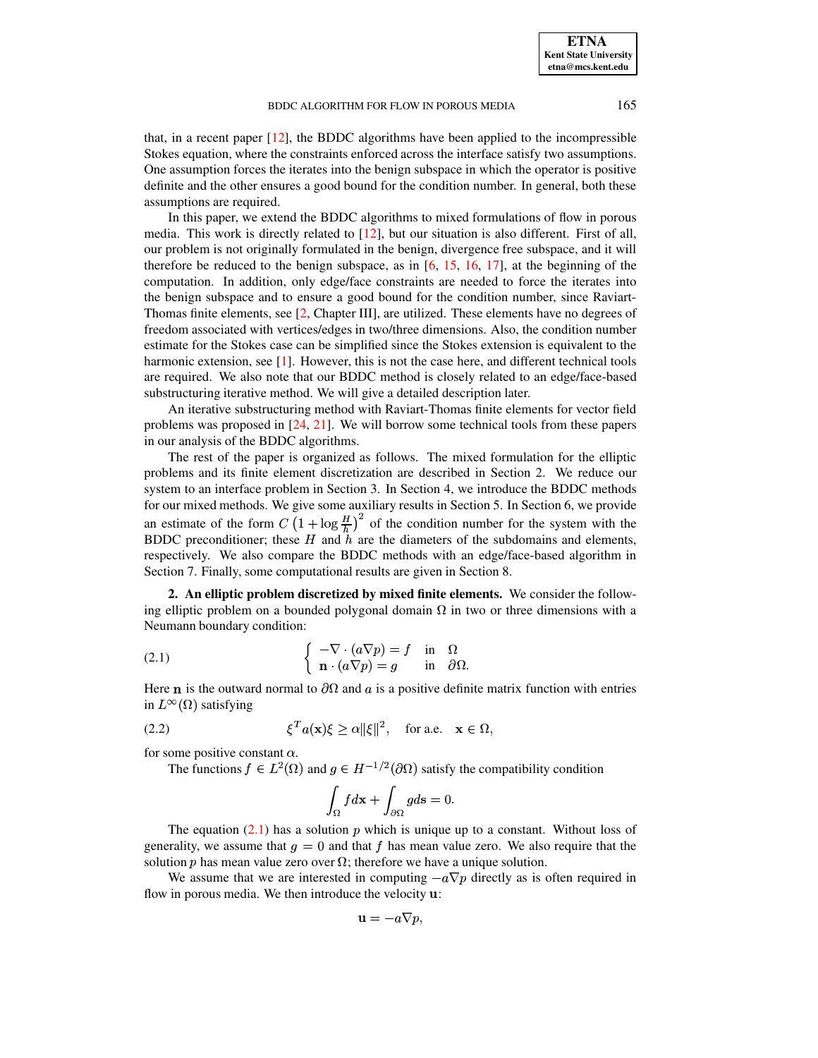that, in a recent paper [12], the BDDC algorithms have been applied to the incompressible Stokes equation, where the constraints enforced across the interface satisfy two assumptions. One assumption forces the iterates into the benign subspace in which the operator is positive definite and the other ensures a good bound for the condition number. In general, both these assumptions are required.

In this paper, we extend the BDDC algorithms to mixed formulations of flow in porous media. This work is directly related to [12], but our situation is also different. First of all, our problem is not originally formulated in the benign, divergence free subspace, and it will therefore be reduced to the benign subspace, as in [6, 15, 16, 17], at the beginning of the computation. In addition, only edge/face constraints are needed to force the iterates into the benign subspace and to ensure a good bound for the condition number, since Raviart-Thomas finite elements, see [2, Chapter III], are utilized. These elements have no degrees of freedom associated with vertices/edges in two/three dimensions. Also, the condition number estimate for the Stokes case can be simplified since the Stokes extension is equivalent to the harmonic extension, see [1]. However, this is not the case here, and different technical tools are required. We also note that our BDDC method is closely related to an edge/face-based substructuring iterative method. We will give a detailed description later.

An iterative substructuring method with Raviart-Thomas finite elements for vector field problems was proposed in [24, 21]. We will borrow some technical tools from these papers in our analysis of the BDDC algorithms.

The rest of the paper is organized as follows. The mixed formulation for the elliptic problems and its finite element discretization are described in Section 2. We reduce our system to an interface problem in Section 3. In Section 4, we introduce the BDDC methods for our mixed methods. We give some auxiliary results in Section 5. In Section 6, we provide an estimate of the form $C\left(1+\log\frac{H}{h}\right)^2$ of the condition number for the system with the BDDC preconditioner; these $H$ and $h$ are the diameters of the subdomains and elements, respectively. We also compare the BDDC methods with an edge/face-based algorithm in Section 7. Finally, some computational results are given in Section 8.

## 2. An elliptic problem discretized by mixed finite elements.

We consider the following elliptic problem on a bounded polygonal domain $\Omega$ in two or three dimensions with a Neumann boundary condition:

$$
\left\{ \begin{array}{ll} -\nabla\cdot(a\nabla p) = f & \text{in} \quad \Omega \\ \mathbf{n}\cdot(a\nabla p) = g & \text{in} \quad \partial\Omega. \end{array} \right. \tag{2.1}
$$

Here $\mathbf{n}$ is the outward normal to $\partial\Omega$ and $a$ is a positive definite matrix function with entries in $L^\infty(\Omega)$ satisfying

$$
\xi^T a(\mathbf{x})\xi \geq \alpha\|\xi\|^2, \quad \text{for a.e.} \quad \mathbf{x}\in\Omega, \tag{2.2}
$$

for some positive constant $\alpha$.

The functions $f\in L^2(\Omega)$ and $g\in H^{-1/2}(\partial\Omega)$ satisfy the compatibility condition

$$
\int_\Omega f d\mathbf{x} + \int_{\partial\Omega} g d\mathbf{s} = 0.
$$

The equation (2.1) has a solution $p$ which is unique up to a constant. Without loss of generality, we assume that $g=0$ and that $f$ has mean value zero. We also require that the solution $p$ has mean value zero over $\Omega$; therefore we have a unique solution.

We assume that we are interested in computing $-a\nabla p$ directly as is often required in flow in porous media. We then introduce the velocity $\mathbf{u}$:

$$
\mathbf{u} = -a\nabla p,
$$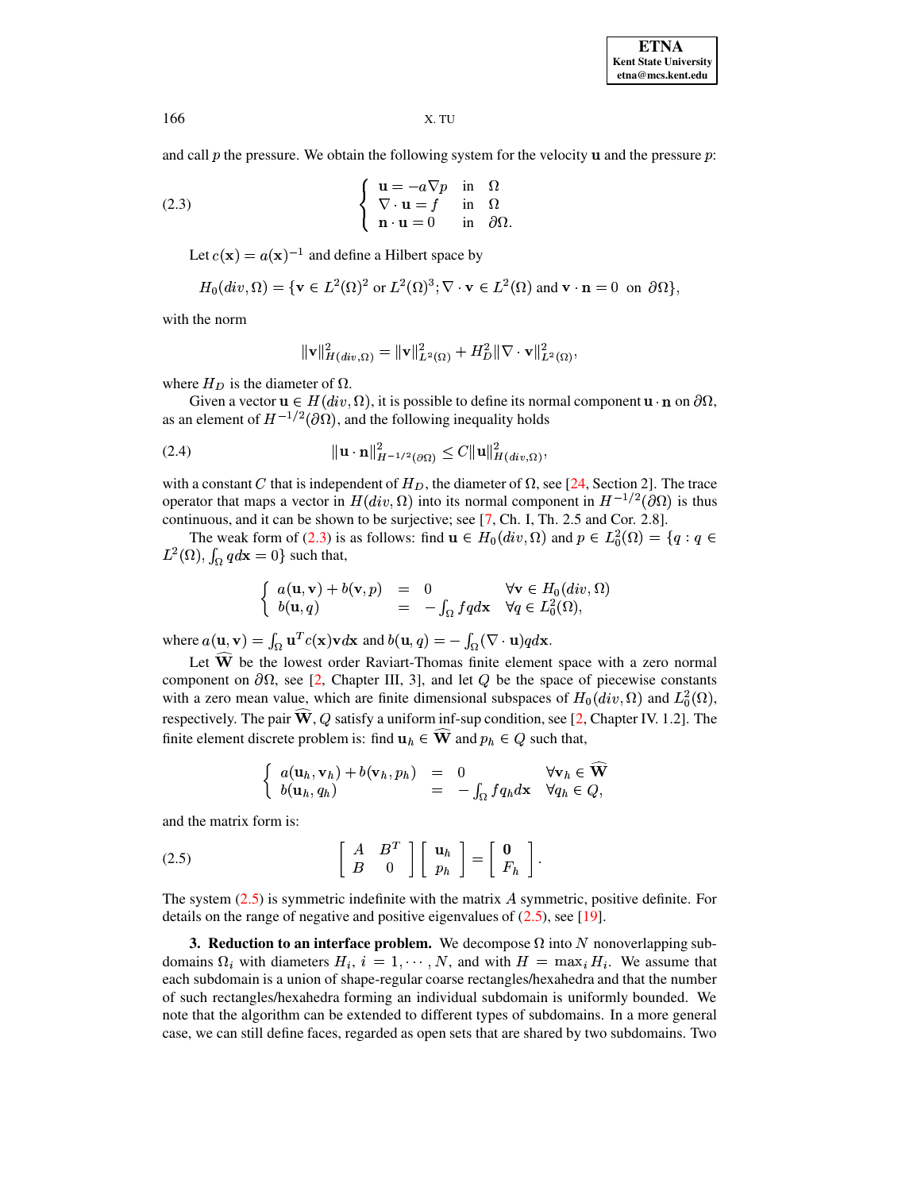and call $p$ the pressure. We obtain the following system for the velocity $\mathbf{u}$ and the pressure $p$:

$$\left\{ \begin{array}{lll} \mathbf{u} = -a\nabla p & \text{in} & \Omega \\ \nabla \cdot \mathbf{u} = f & \text{in} & \Omega \\ \mathbf{n} \cdot \mathbf{u} = 0 & \text{in} & \partial\Omega. \end{array} \right. \tag{2.3}$$

Let $c(\mathbf{x}) = a(\mathbf{x})^{-1}$ and define a Hilbert space by

$$H_0(div, \Omega) = \{\mathbf{v} \in L^2(\Omega)^2 \text{ or } L^2(\Omega)^3; \nabla \cdot \mathbf{v} \in L^2(\Omega) \text{ and } \mathbf{v} \cdot \mathbf{n} = 0 \text{ on } \partial\Omega\},$$

with the norm

$$\|\mathbf{v}\|^2_{H(div,\Omega)} = \|\mathbf{v}\|^2_{L^2(\Omega)} + H_D^2 \|\nabla \cdot \mathbf{v}\|^2_{L^2(\Omega)},$$

where $H_D$ is the diameter of $\Omega$.

Given a vector $\mathbf{u} \in H(div, \Omega)$, it is possible to define its normal component $\mathbf{u} \cdot \mathbf{n}$ on $\partial\Omega$, as an element of $H^{-1/2}(\partial\Omega)$, and the following inequality holds

$$\|\mathbf{u} \cdot \mathbf{n}\|^2_{H^{-1/2}(\partial\Omega)} \leq C\|\mathbf{u}\|^2_{H(div,\Omega)}, \tag{2.4}$$

with a constant $C$ that is independent of $H_D$, the diameter of $\Omega$, see [24, Section 2]. The trace operator that maps a vector in $H(div, \Omega)$ into its normal component in $H^{-1/2}(\partial\Omega)$ is thus continuous, and it can be shown to be surjective; see [7, Ch. I, Th. 2.5 and Cor. 2.8].

The weak form of (2.3) is as follows: find $\mathbf{u} \in H_0(div, \Omega)$ and $p \in L_0^2(\Omega) = \{q : q \in L^2(\Omega), \int_\Omega q d\mathbf{x} = 0\}$ such that,

$$\left\{ \begin{array}{lcll} a(\mathbf{u}, \mathbf{v}) + b(\mathbf{v}, p) & = & 0 & \forall \mathbf{v} \in H_0(div, \Omega) \\ b(\mathbf{u}, q) & = & -\int_\Omega f q d\mathbf{x} & \forall q \in L_0^2(\Omega), \end{array} \right.$$

where $a(\mathbf{u}, \mathbf{v}) = \int_\Omega \mathbf{u}^T c(\mathbf{x}) \mathbf{v} d\mathbf{x}$ and $b(\mathbf{u}, q) = -\int_\Omega (\nabla \cdot \mathbf{u}) q d\mathbf{x}$.

Let $\widehat{\mathbf{W}}$ be the lowest order Raviart-Thomas finite element space with a zero normal component on $\partial\Omega$, see [2, Chapter III, 3], and let $Q$ be the space of piecewise constants with a zero mean value, which are finite dimensional subspaces of $H_0(div, \Omega)$ and $L_0^2(\Omega)$, respectively. The pair $\widehat{\mathbf{W}}, Q$ satisfy a uniform inf-sup condition, see [2, Chapter IV. 1.2]. The finite element discrete problem is: find $\mathbf{u}_h \in \widehat{\mathbf{W}}$ and $p_h \in Q$ such that,

$$\left\{ \begin{array}{lcll} a(\mathbf{u}_h, \mathbf{v}_h) + b(\mathbf{v}_h, p_h) & = & 0 & \forall \mathbf{v}_h \in \widehat{\mathbf{W}} \\ b(\mathbf{u}_h, q_h) & = & -\int_\Omega f q_h d\mathbf{x} & \forall q_h \in Q, \end{array} \right.$$

and the matrix form is:

$$\begin{bmatrix} A & B^T \\ B & 0 \end{bmatrix} \begin{bmatrix} \mathbf{u}_h \\ p_h \end{bmatrix} = \begin{bmatrix} \mathbf{0} \\ F_h \end{bmatrix}. \tag{2.5}$$

The system (2.5) is symmetric indefinite with the matrix $A$ symmetric, positive definite. For details on the range of negative and positive eigenvalues of (2.5), see [19].

**3. Reduction to an interface problem.** We decompose $\Omega$ into $N$ nonoverlapping subdomains $\Omega_i$ with diameters $H_i$, $i = 1, \cdots, N$, and with $H = \max_i H_i$. We assume that each subdomain is a union of shape-regular coarse rectangles/hexahedra and that the number of such rectangles/hexahedra forming an individual subdomain is uniformly bounded. We note that the algorithm can be extended to different types of subdomains. In a more general case, we can still define faces, regarded as open sets that are shared by two subdomains. Two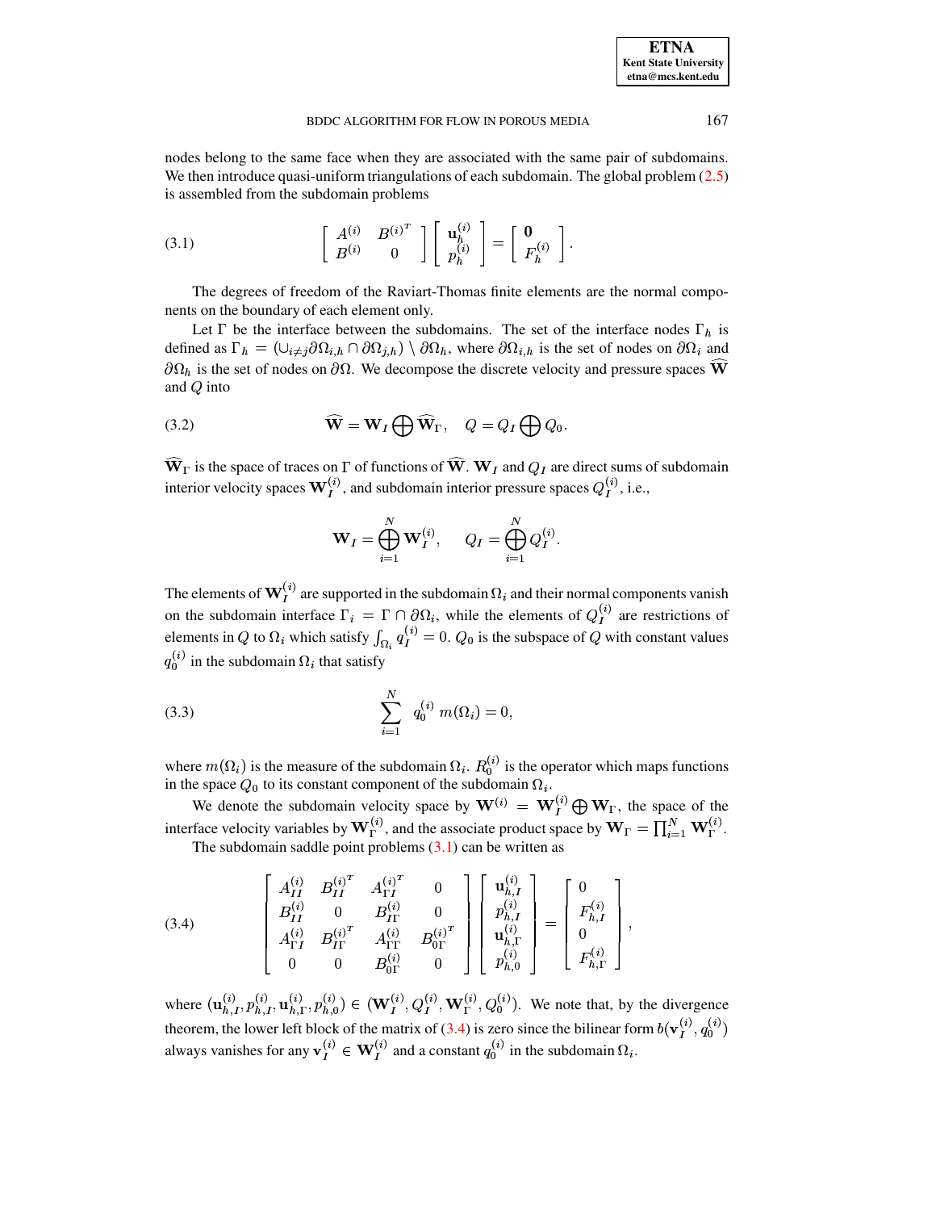nodes belong to the same face when they are associated with the same pair of subdomains. We then introduce quasi-uniform triangulations of each subdomain. The global problem (2.5) is assembled from the subdomain problems

$$
\begin{bmatrix} A^{(i)} & B^{(i)^T} \\ B^{(i)} & 0 \end{bmatrix} \begin{bmatrix} \mathbf{u}_h^{(i)} \\ p_h^{(i)} \end{bmatrix} = \begin{bmatrix} \mathbf{0} \\ F_h^{(i)} \end{bmatrix}. \tag{3.1}
$$

The degrees of freedom of the Raviart-Thomas finite elements are the normal components on the boundary of each element only.

Let $\Gamma$ be the interface between the subdomains. The set of the interface nodes $\Gamma_h$ is defined as $\Gamma_h = (\cup_{i \neq j} \partial\Omega_{i,h} \cap \partial\Omega_{j,h}) \setminus \partial\Omega_h$, where $\partial\Omega_{i,h}$ is the set of nodes on $\partial\Omega_i$ and $\partial\Omega_h$ is the set of nodes on $\partial\Omega$. We decompose the discrete velocity and pressure spaces $\widehat{\mathbf{W}}$ and $Q$ into

$$
\widehat{\mathbf{W}} = \mathbf{W}_I \bigoplus \widehat{\mathbf{W}}_\Gamma, \quad Q = Q_I \bigoplus Q_0. \tag{3.2}
$$

$\widehat{\mathbf{W}}_\Gamma$ is the space of traces on $\Gamma$ of functions of $\widehat{\mathbf{W}}$. $\mathbf{W}_I$ and $Q_I$ are direct sums of subdomain interior velocity spaces $\mathbf{W}_I^{(i)}$, and subdomain interior pressure spaces $Q_I^{(i)}$, i.e.,

$$
\mathbf{W}_I = \bigoplus_{i=1}^{N} \mathbf{W}_I^{(i)}, \qquad Q_I = \bigoplus_{i=1}^{N} Q_I^{(i)}.
$$

The elements of $\mathbf{W}_I^{(i)}$ are supported in the subdomain $\Omega_i$ and their normal components vanish on the subdomain interface $\Gamma_i = \Gamma \cap \partial\Omega_i$, while the elements of $Q_I^{(i)}$ are restrictions of elements in $Q$ to $\Omega_i$ which satisfy $\int_{\Omega_i} q_I^{(i)} = 0$. $Q_0$ is the subspace of $Q$ with constant values $q_0^{(i)}$ in the subdomain $\Omega_i$ that satisfy

$$
\sum_{i=1}^{N} q_0^{(i)} \, m(\Omega_i) = 0, \tag{3.3}
$$

where $m(\Omega_i)$ is the measure of the subdomain $\Omega_i$. $R_0^{(i)}$ is the operator which maps functions in the space $Q_0$ to its constant component of the subdomain $\Omega_i$.

We denote the subdomain velocity space by $\mathbf{W}^{(i)} = \mathbf{W}_I^{(i)} \bigoplus \mathbf{W}_\Gamma$, the space of the interface velocity variables by $\mathbf{W}_\Gamma^{(i)}$, and the associate product space by $\mathbf{W}_\Gamma = \prod_{i=1}^{N} \mathbf{W}_\Gamma^{(i)}$.

The subdomain saddle point problems (3.1) can be written as

$$
\begin{bmatrix} A_{II}^{(i)} & B_{II}^{(i)^T} & A_{\Gamma I}^{(i)^T} & 0 \\ B_{II}^{(i)} & 0 & B_{I\Gamma}^{(i)} & 0 \\ A_{\Gamma I}^{(i)} & B_{I\Gamma}^{(i)^T} & A_{\Gamma\Gamma}^{(i)} & B_{0\Gamma}^{(i)^T} \\ 0 & 0 & B_{0\Gamma}^{(i)} & 0 \end{bmatrix} \begin{bmatrix} \mathbf{u}_{h,I}^{(i)} \\ p_{h,I}^{(i)} \\ \mathbf{u}_{h,\Gamma}^{(i)} \\ p_{h,0}^{(i)} \end{bmatrix} = \begin{bmatrix} 0 \\ F_{h,I}^{(i)} \\ 0 \\ F_{h,\Gamma}^{(i)} \end{bmatrix}, \tag{3.4}
$$

where $(\mathbf{u}_{h,I}^{(i)}, p_{h,I}^{(i)}, \mathbf{u}_{h,\Gamma}^{(i)}, p_{h,0}^{(i)}) \in (\mathbf{W}_I^{(i)}, Q_I^{(i)}, \mathbf{W}_\Gamma^{(i)}, Q_0^{(i)})$. We note that, by the divergence theorem, the lower left block of the matrix of (3.4) is zero since the bilinear form $b(\mathbf{v}_I^{(i)}, q_0^{(i)})$ always vanishes for any $\mathbf{v}_I^{(i)} \in \mathbf{W}_I^{(i)}$ and a constant $q_0^{(i)}$ in the subdomain $\Omega_i$.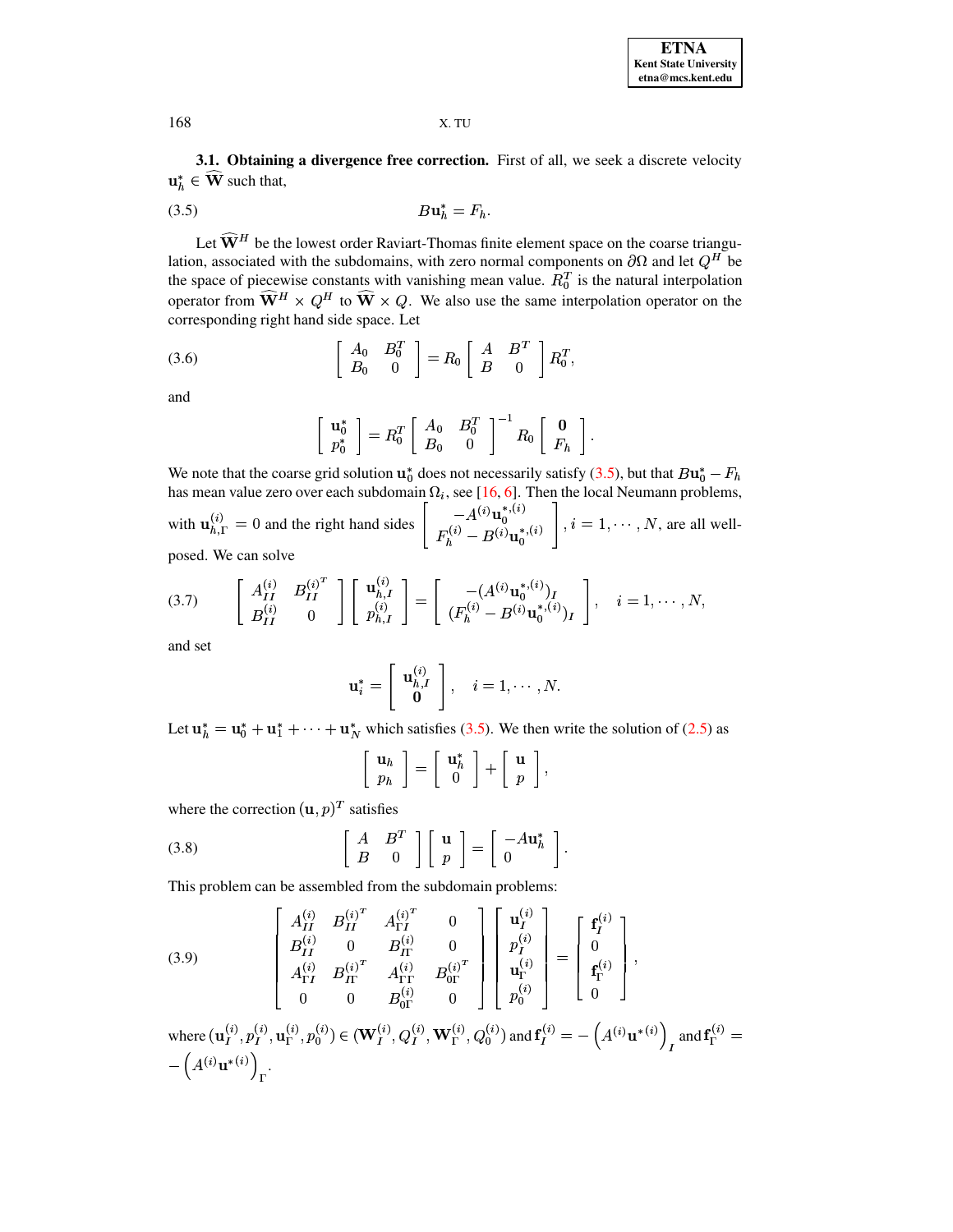**3.1. Obtaining a divergence free correction.** First of all, we seek a discrete velocity $\mathbf{u}_h^* \in \widehat{\mathbf{W}}$ such that,

$$B\mathbf{u}_h^* = F_h. \tag{3.5}$$

Let $\widehat{\mathbf{W}}^H$ be the lowest order Raviart-Thomas finite element space on the coarse triangulation, associated with the subdomains, with zero normal components on $\partial\Omega$ and let $Q^H$ be the space of piecewise constants with vanishing mean value. $R_0^T$ is the natural interpolation operator from $\widehat{\mathbf{W}}^H \times Q^H$ to $\widehat{\mathbf{W}} \times Q$. We also use the same interpolation operator on the corresponding right hand side space. Let

$$\begin{bmatrix} A_0 & B_0^T \\ B_0 & 0 \end{bmatrix} = R_0 \begin{bmatrix} A & B^T \\ B & 0 \end{bmatrix} R_0^T, \tag{3.6}$$

and

$$\begin{bmatrix} \mathbf{u}_0^* \\ p_0^* \end{bmatrix} = R_0^T \begin{bmatrix} A_0 & B_0^T \\ B_0 & 0 \end{bmatrix}^{-1} R_0 \begin{bmatrix} \mathbf{0} \\ F_h \end{bmatrix}.$$

We note that the coarse grid solution $\mathbf{u}_0^*$ does not necessarily satisfy (3.5), but that $B\mathbf{u}_0^* - F_h$ has mean value zero over each subdomain $\Omega_i$, see [16, 6]. Then the local Neumann problems, with $\mathbf{u}_{h,\Gamma}^{(i)} = 0$ and the right hand sides $\begin{bmatrix} -A^{(i)}\mathbf{u}_0^{*,(i)} \\ F_h^{(i)} - B^{(i)}\mathbf{u}_0^{*,(i)} \end{bmatrix}$, $i = 1, \cdots, N$, are all well-posed. We can solve

$$\begin{bmatrix} A_{II}^{(i)} & B_{II}^{(i)^T} \\ B_{II}^{(i)} & 0 \end{bmatrix} \begin{bmatrix} \mathbf{u}_{h,I}^{(i)} \\ p_{h,I}^{(i)} \end{bmatrix} = \begin{bmatrix} -(A^{(i)}\mathbf{u}_0^{*,(i)})_I \\ (F_h^{(i)} - B^{(i)}\mathbf{u}_0^{*,(i)})_I \end{bmatrix}, \quad i = 1, \cdots, N, \tag{3.7}$$

and set

$$\mathbf{u}_i^* = \begin{bmatrix} \mathbf{u}_{h,I}^{(i)} \\ \mathbf{0} \end{bmatrix}, \quad i = 1, \cdots, N.$$

Let $\mathbf{u}_h^* = \mathbf{u}_0^* + \mathbf{u}_1^* + \cdots + \mathbf{u}_N^*$ which satisfies (3.5). We then write the solution of (2.5) as

$$\begin{bmatrix} \mathbf{u}_h \\ p_h \end{bmatrix} = \begin{bmatrix} \mathbf{u}_h^* \\ 0 \end{bmatrix} + \begin{bmatrix} \mathbf{u} \\ p \end{bmatrix},$$

where the correction $(\mathbf{u}, p)^T$ satisfies

$$\begin{bmatrix} A & B^T \\ B & 0 \end{bmatrix} \begin{bmatrix} \mathbf{u} \\ p \end{bmatrix} = \begin{bmatrix} -A\mathbf{u}_h^* \\ 0 \end{bmatrix}. \tag{3.8}$$

This problem can be assembled from the subdomain problems:

$$\begin{bmatrix} A_{II}^{(i)} & B_{II}^{(i)^T} & A_{\Gamma I}^{(i)^T} & 0 \\ B_{II}^{(i)} & 0 & B_{I\Gamma}^{(i)} & 0 \\ A_{\Gamma I}^{(i)} & B_{I\Gamma}^{(i)^T} & A_{\Gamma\Gamma}^{(i)} & B_{0\Gamma}^{(i)^T} \\ 0 & 0 & B_{0\Gamma}^{(i)} & 0 \end{bmatrix} \begin{bmatrix} \mathbf{u}_I^{(i)} \\ p_I^{(i)} \\ \mathbf{u}_\Gamma^{(i)} \\ p_0^{(i)} \end{bmatrix} = \begin{bmatrix} \mathbf{f}_I^{(i)} \\ 0 \\ \mathbf{f}_\Gamma^{(i)} \\ 0 \end{bmatrix}, \tag{3.9}$$

where $(\mathbf{u}_I^{(i)}, p_I^{(i)}, \mathbf{u}_\Gamma^{(i)}, p_0^{(i)}) \in (\mathbf{W}_I^{(i)}, Q_I^{(i)}, \mathbf{W}_\Gamma^{(i)}, Q_0^{(i)})$ and $\mathbf{f}_I^{(i)} = -\left(A^{(i)}\mathbf{u}^{*(i)}\right)_I$ and $\mathbf{f}_\Gamma^{(i)} = -\left(A^{(i)}\mathbf{u}^{*(i)}\right)_\Gamma$.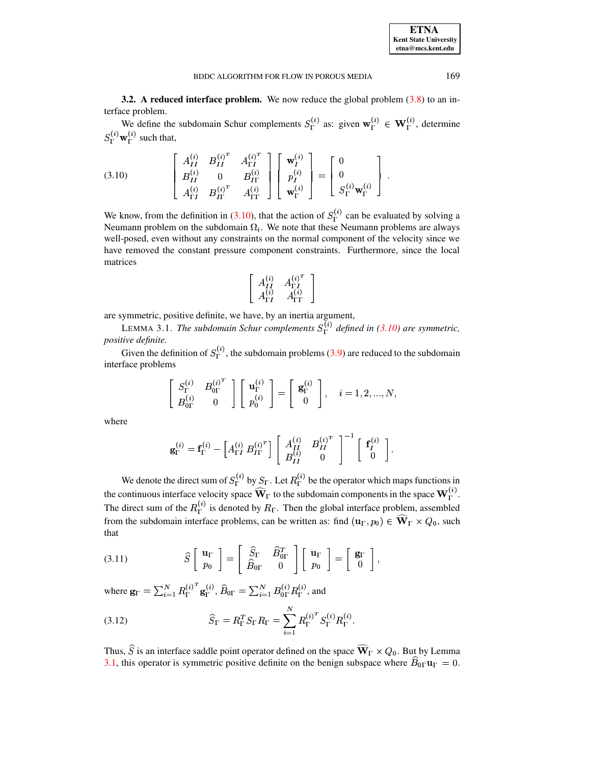**3.2. A reduced interface problem.** We now reduce the global problem (3.8) to an interface problem.

We define the subdomain Schur complements $S_\Gamma^{(i)}$ as: given $\mathbf{w}_\Gamma^{(i)} \in \mathbf{W}_\Gamma^{(i)}$, determine $S_\Gamma^{(i)} \mathbf{w}_\Gamma^{(i)}$ such that,

$$
\begin{bmatrix} A_{II}^{(i)} & B_{II}^{(i)^T} & A_{\Gamma I}^{(i)^T} \\ B_{II}^{(i)} & 0 & B_{I\Gamma}^{(i)} \\ A_{\Gamma I}^{(i)} & B_{I\Gamma}^{(i)^T} & A_{\Gamma\Gamma}^{(i)} \end{bmatrix} \begin{bmatrix} \mathbf{w}_I^{(i)} \\ p_I^{(i)} \\ \mathbf{w}_\Gamma^{(i)} \end{bmatrix} = \begin{bmatrix} 0 \\ 0 \\ S_\Gamma^{(i)} \mathbf{w}_\Gamma^{(i)} \end{bmatrix}. \tag{3.10}
$$

We know, from the definition in (3.10), that the action of $S_\Gamma^{(i)}$ can be evaluated by solving a Neumann problem on the subdomain $\Omega_i$. We note that these Neumann problems are always well-posed, even without any constraints on the normal component of the velocity since we have removed the constant pressure component constraints. Furthermore, since the local matrices

$$
\begin{bmatrix} A_{II}^{(i)} & A_{\Gamma I}^{(i)^T} \\ A_{\Gamma I}^{(i)} & A_{\Gamma\Gamma}^{(i)} \end{bmatrix}
$$

are symmetric, positive definite, we have, by an inertia argument,

LEMMA 3.1. *The subdomain Schur complements $S_\Gamma^{(i)}$ defined in (3.10) are symmetric, positive definite.*

Given the definition of $S_\Gamma^{(i)}$, the subdomain problems (3.9) are reduced to the subdomain interface problems

$$
\begin{bmatrix} S_\Gamma^{(i)} & B_{0\Gamma}^{(i)^T} \\ B_{0\Gamma}^{(i)} & 0 \end{bmatrix} \begin{bmatrix} \mathbf{u}_\Gamma^{(i)} \\ p_0^{(i)} \end{bmatrix} = \begin{bmatrix} \mathbf{g}_\Gamma^{(i)} \\ 0 \end{bmatrix}, \quad i = 1, 2, ..., N,
$$

where

$$
\mathbf{g}_\Gamma^{(i)} = \mathbf{f}_\Gamma^{(i)} - \begin{bmatrix} A_{\Gamma I}^{(i)} \, B_{I\Gamma}^{(i)^T} \end{bmatrix} \begin{bmatrix} A_{II}^{(i)} & B_{II}^{(i)^T} \\ B_{II}^{(i)} & 0 \end{bmatrix}^{-1} \begin{bmatrix} \mathbf{f}_I^{(i)} \\ 0 \end{bmatrix}.
$$

We denote the direct sum of $S_\Gamma^{(i)}$ by $S_\Gamma$. Let $R_\Gamma^{(i)}$ be the operator which maps functions in the continuous interface velocity space $\widehat{\mathbf{W}}_\Gamma$ to the subdomain components in the space $\mathbf{W}_\Gamma^{(i)}$. The direct sum of the $R_\Gamma^{(i)}$ is denoted by $R_\Gamma$. Then the global interface problem, assembled from the subdomain interface problems, can be written as: find $(\mathbf{u}_\Gamma, p_0) \in \widehat{\mathbf{W}}_\Gamma \times Q_0$, such that

$$
\widehat{S} \begin{bmatrix} \mathbf{u}_\Gamma \\ p_0 \end{bmatrix} = \begin{bmatrix} \widehat{S}_\Gamma & \widehat{B}_{0\Gamma}^T \\ \widehat{B}_{0\Gamma} & 0 \end{bmatrix} \begin{bmatrix} \mathbf{u}_\Gamma \\ p_0 \end{bmatrix} = \begin{bmatrix} \mathbf{g}_\Gamma \\ 0 \end{bmatrix}, \tag{3.11}
$$

where $\mathbf{g}_\Gamma = \sum_{i=1}^N R_\Gamma^{(i)^T} \mathbf{g}_\Gamma^{(i)}$, $\widehat{B}_{0\Gamma} = \sum_{i=1}^N B_{0\Gamma}^{(i)} R_\Gamma^{(i)}$, and

$$
\widehat{S}_\Gamma = R_\Gamma^T S_\Gamma R_\Gamma = \sum_{i=1}^N R_\Gamma^{(i)^T} S_\Gamma^{(i)} R_\Gamma^{(i)}. \tag{3.12}
$$

Thus, $\widehat{S}$ is an interface saddle point operator defined on the space $\widehat{\mathbf{W}}_\Gamma \times Q_0$. But by Lemma 3.1, this operator is symmetric positive definite on the benign subspace where $\widehat{B}_{0\Gamma} \mathbf{u}_\Gamma = 0$.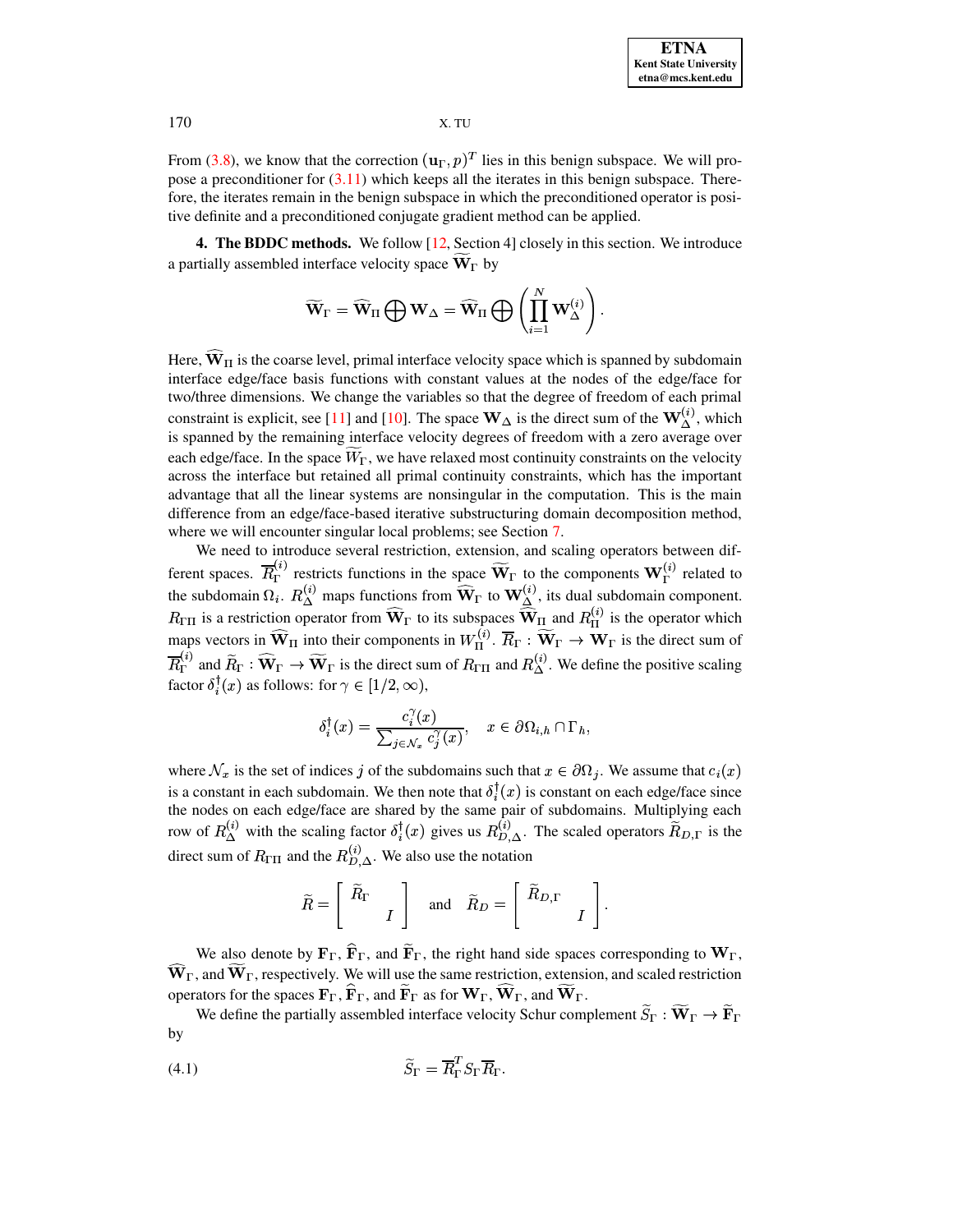From (3.8), we know that the correction $(\mathbf{u}_\Gamma, p)^T$ lies in this benign subspace. We will propose a preconditioner for (3.11) which keeps all the iterates in this benign subspace. Therefore, the iterates remain in the benign subspace in which the preconditioned operator is positive definite and a preconditioned conjugate gradient method can be applied.

## 4. The BDDC methods.

We follow [12, Section 4] closely in this section. We introduce a partially assembled interface velocity space $\widetilde{\mathbf{W}}_\Gamma$ by

$$\widetilde{\mathbf{W}}_\Gamma = \widehat{\mathbf{W}}_\Pi \bigoplus \mathbf{W}_\Delta = \widehat{\mathbf{W}}_\Pi \bigoplus \left( \prod_{i=1}^{N} \mathbf{W}_\Delta^{(i)} \right).$$

Here, $\widehat{\mathbf{W}}_\Pi$ is the coarse level, primal interface velocity space which is spanned by subdomain interface edge/face basis functions with constant values at the nodes of the edge/face for two/three dimensions. We change the variables so that the degree of freedom of each primal constraint is explicit, see [11] and [10]. The space $\mathbf{W}_\Delta$ is the direct sum of the $\mathbf{W}_\Delta^{(i)}$, which is spanned by the remaining interface velocity degrees of freedom with a zero average over each edge/face. In the space $\widetilde{W}_\Gamma$, we have relaxed most continuity constraints on the velocity across the interface but retained all primal continuity constraints, which has the important advantage that all the linear systems are nonsingular in the computation. This is the main difference from an edge/face-based iterative substructuring domain decomposition method, where we will encounter singular local problems; see Section 7.

We need to introduce several restriction, extension, and scaling operators between different spaces. $\overline{R}_\Gamma^{(i)}$ restricts functions in the space $\widetilde{\mathbf{W}}_\Gamma$ to the components $\mathbf{W}_\Gamma^{(i)}$ related to the subdomain $\Omega_i$. $R_\Delta^{(i)}$ maps functions from $\widehat{\mathbf{W}}_\Gamma$ to $\mathbf{W}_\Delta^{(i)}$, its dual subdomain component. $R_{\Gamma\Pi}$ is a restriction operator from $\widehat{\mathbf{W}}_\Gamma$ to its subspaces $\widehat{\mathbf{W}}_\Pi$ and $R_\Pi^{(i)}$ is the operator which maps vectors in $\widehat{\mathbf{W}}_\Pi$ into their components in $W_\Pi^{(i)}$. $\overline{R}_\Gamma : \widetilde{\mathbf{W}}_\Gamma \rightarrow \mathbf{W}_\Gamma$ is the direct sum of $\overline{R}_\Gamma^{(i)}$ and $\widetilde{R}_\Gamma : \widehat{\mathbf{W}}_\Gamma \rightarrow \widetilde{\mathbf{W}}_\Gamma$ is the direct sum of $R_{\Gamma\Pi}$ and $R_\Delta^{(i)}$. We define the positive scaling factor $\delta_i^\dagger(x)$ as follows: for $\gamma \in [1/2, \infty)$,

$$\delta_i^\dagger(x) = \frac{c_i^\gamma(x)}{\sum_{j \in \mathcal{N}_x} c_j^\gamma(x)}, \quad x \in \partial\Omega_{i,h} \cap \Gamma_h,$$

where $\mathcal{N}_x$ is the set of indices $j$ of the subdomains such that $x \in \partial\Omega_j$. We assume that $c_i(x)$ is a constant in each subdomain. We then note that $\delta_i^\dagger(x)$ is constant on each edge/face since the nodes on each edge/face are shared by the same pair of subdomains. Multiplying each row of $R_\Delta^{(i)}$ with the scaling factor $\delta_i^\dagger(x)$ gives us $R_{D,\Delta}^{(i)}$. The scaled operators $\widetilde{R}_{D,\Gamma}$ is the direct sum of $R_{\Gamma\Pi}$ and the $R_{D,\Delta}^{(i)}$. We also use the notation

$$\widetilde{R} = \begin{bmatrix} \widetilde{R}_\Gamma & \\ & I \end{bmatrix} \quad \text{and} \quad \widetilde{R}_D = \begin{bmatrix} \widetilde{R}_{D,\Gamma} & \\ & I \end{bmatrix}.$$

We also denote by $\mathbf{F}_\Gamma$, $\widehat{\mathbf{F}}_\Gamma$, and $\widetilde{\mathbf{F}}_\Gamma$, the right hand side spaces corresponding to $\mathbf{W}_\Gamma$, $\widehat{\mathbf{W}}_\Gamma$, and $\widetilde{\mathbf{W}}_\Gamma$, respectively. We will use the same restriction, extension, and scaled restriction operators for the spaces $\mathbf{F}_\Gamma$, $\widehat{\mathbf{F}}_\Gamma$, and $\widetilde{\mathbf{F}}_\Gamma$ as for $\mathbf{W}_\Gamma$, $\widehat{\mathbf{W}}_\Gamma$, and $\widetilde{\mathbf{W}}_\Gamma$.

We define the partially assembled interface velocity Schur complement $\widetilde{S}_\Gamma : \widetilde{\mathbf{W}}_\Gamma \rightarrow \widetilde{\mathbf{F}}_\Gamma$ by

$$\widetilde{S}_\Gamma = \overline{R}_\Gamma^T S_\Gamma \overline{R}_\Gamma. \tag{4.1}$$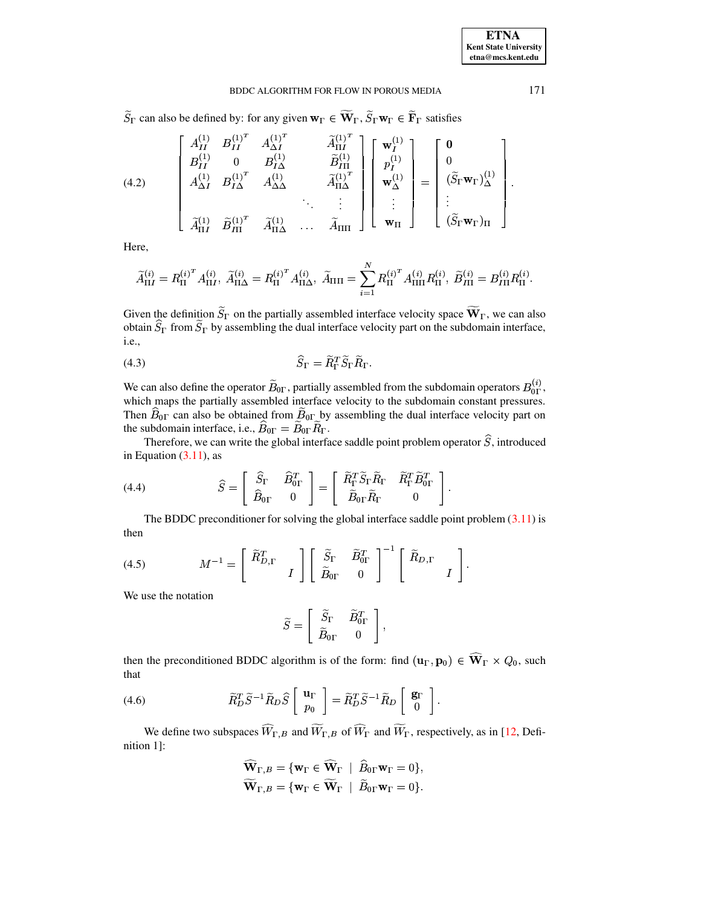$\widetilde{S}_\Gamma$ can also be defined by: for any given $\mathbf{w}_\Gamma \in \widetilde{\mathbf{W}}_\Gamma$, $\widetilde{S}_\Gamma \mathbf{w}_\Gamma \in \widetilde{\mathbf{F}}_\Gamma$ satisfies

$$
\begin{bmatrix}
A_{II}^{(1)} & B_{II}^{(1)^T} & A_{\Delta I}^{(1)^T} & & \widetilde{A}_{\Pi I}^{(1)^T} \\
B_{II}^{(1)} & 0 & B_{I\Delta}^{(1)} & & \widetilde{B}_{I\Pi}^{(1)} \\
A_{\Delta I}^{(1)} & B_{I\Delta}^{(1)^T} & A_{\Delta\Delta}^{(1)} & & \widetilde{A}_{\Pi\Delta}^{(1)^T} \\
 & & & \ddots & \vdots \\
\widetilde{A}_{\Pi I}^{(1)} & \widetilde{B}_{I\Pi}^{(1)^T} & \widetilde{A}_{\Pi\Delta}^{(1)} & \ldots & \widetilde{A}_{\Pi\Pi}
\end{bmatrix}
\begin{bmatrix}
\mathbf{w}_I^{(1)} \\ p_I^{(1)} \\ \mathbf{w}_\Delta^{(1)} \\ \vdots \\ \mathbf{w}_\Pi
\end{bmatrix}
=
\begin{bmatrix}
\mathbf{0} \\ 0 \\ (\widetilde{S}_\Gamma \mathbf{w}_\Gamma)_\Delta^{(1)} \\ \vdots \\ (\widetilde{S}_\Gamma \mathbf{w}_\Gamma)_\Pi
\end{bmatrix}. \tag{4.2}
$$

Here,

$$
\widetilde{A}_{\Pi I}^{(i)} = R_\Pi^{(i)^T} A_{\Pi I}^{(i)},\ \widetilde{A}_{\Pi\Delta}^{(i)} = R_\Pi^{(i)^T} A_{\Pi\Delta}^{(i)},\ \widetilde{A}_{\Pi\Pi} = \sum_{i=1}^{N} R_\Pi^{(i)^T} A_{\Pi\Pi}^{(i)} R_\Pi^{(i)},\ \widetilde{B}_{I\Pi}^{(i)} = B_{I\Pi}^{(i)} R_\Pi^{(i)}.
$$

Given the definition $\widetilde{S}_\Gamma$ on the partially assembled interface velocity space $\widetilde{\mathbf{W}}_\Gamma$, we can also obtain $\widehat{S}_\Gamma$ from $\widetilde{S}_\Gamma$ by assembling the dual interface velocity part on the subdomain interface, i.e.,

$$
\widehat{S}_\Gamma = \widetilde{R}_\Gamma^T \widetilde{S}_\Gamma \widetilde{R}_\Gamma. \tag{4.3}
$$

We can also define the operator $\widetilde{B}_{0\Gamma}$, partially assembled from the subdomain operators $B_{0\Gamma}^{(i)}$, which maps the partially assembled interface velocity to the subdomain constant pressures. Then $\widehat{B}_{0\Gamma}$ can also be obtained from $\widetilde{B}_{0\Gamma}$ by assembling the dual interface velocity part on the subdomain interface, i.e., $\widehat{B}_{0\Gamma} = \widetilde{B}_{0\Gamma}\widetilde{R}_\Gamma$.

Therefore, we can write the global interface saddle point problem operator $\widehat{S}$, introduced in Equation (3.11), as

$$
\widehat{S} = \begin{bmatrix} \widehat{S}_\Gamma & \widehat{B}_{0\Gamma}^T \\ \widehat{B}_{0\Gamma} & 0 \end{bmatrix} = \begin{bmatrix} \widetilde{R}_\Gamma^T \widetilde{S}_\Gamma \widetilde{R}_\Gamma & \widetilde{R}_\Gamma^T \widetilde{B}_{0\Gamma}^T \\ \widetilde{B}_{0\Gamma}\widetilde{R}_\Gamma & 0 \end{bmatrix}. \tag{4.4}
$$

The BDDC preconditioner for solving the global interface saddle point problem (3.11) is then

$$
M^{-1} = \begin{bmatrix} \widetilde{R}_{D,\Gamma}^T & \\ & I \end{bmatrix} \begin{bmatrix} \widetilde{S}_\Gamma & \widetilde{B}_{0\Gamma}^T \\ \widetilde{B}_{0\Gamma} & 0 \end{bmatrix}^{-1} \begin{bmatrix} \widetilde{R}_{D,\Gamma} & \\ & I \end{bmatrix}. \tag{4.5}
$$

We use the notation

$$
\widetilde{S} = \begin{bmatrix} \widetilde{S}_\Gamma & \widetilde{B}_{0\Gamma}^T \\ \widetilde{B}_{0\Gamma} & 0 \end{bmatrix},
$$

then the preconditioned BDDC algorithm is of the form: find $(\mathbf{u}_\Gamma, \mathbf{p}_0) \in \widehat{\mathbf{W}}_\Gamma \times Q_0$, such that

$$
\widetilde{R}_D^T \widetilde{S}^{-1} \widetilde{R}_D \widehat{S} \begin{bmatrix} \mathbf{u}_\Gamma \\ p_0 \end{bmatrix} = \widetilde{R}_D^T \widetilde{S}^{-1} \widetilde{R}_D \begin{bmatrix} \mathbf{g}_\Gamma \\ 0 \end{bmatrix}. \tag{4.6}
$$

We define two subspaces $\widehat{W}_{\Gamma,B}$ and $\widetilde{W}_{\Gamma,B}$ of $\widehat{W}_\Gamma$ and $\widetilde{W}_\Gamma$, respectively, as in [12, Definition 1]:

$$
\widehat{\mathbf{W}}_{\Gamma,B} = \{\mathbf{w}_\Gamma \in \widehat{\mathbf{W}}_\Gamma \ \mid \ \widehat{B}_{0\Gamma}\mathbf{w}_\Gamma = 0\},
$$
$$
\widetilde{\mathbf{W}}_{\Gamma,B} = \{\mathbf{w}_\Gamma \in \widetilde{\mathbf{W}}_\Gamma \ \mid \ \widetilde{B}_{0\Gamma}\mathbf{w}_\Gamma = 0\}.
$$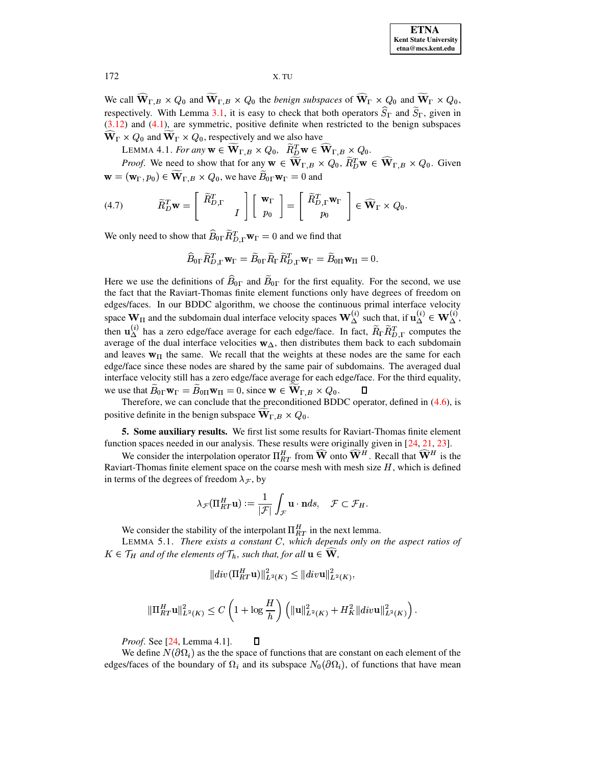We call $\widehat{\mathbf{W}}_{\Gamma,B} \times Q_0$ and $\widetilde{\mathbf{W}}_{\Gamma,B} \times Q_0$ the *benign subspaces* of $\widehat{\mathbf{W}}_{\Gamma} \times Q_0$ and $\widetilde{\mathbf{W}}_{\Gamma} \times Q_0$, respectively. With Lemma 3.1, it is easy to check that both operators $\widehat{S}_\Gamma$ and $\widetilde{S}_\Gamma$, given in (3.12) and (4.1), are symmetric, positive definite when restricted to the benign subspaces $\widehat{\mathbf{W}}_{\Gamma} \times Q_0$ and $\widetilde{\mathbf{W}}_{\Gamma} \times Q_0$, respectively and we also have

LEMMA 4.1. *For any* $\mathbf{w} \in \widetilde{\mathbf{W}}_{\Gamma,B} \times Q_0$, $\widetilde{R}_D^T \mathbf{w} \in \widehat{\mathbf{W}}_{\Gamma,B} \times Q_0$.

*Proof.* We need to show that for any $\mathbf{w} \in \widetilde{\mathbf{W}}_{\Gamma,B} \times Q_0$, $\widetilde{R}_D^T \mathbf{w} \in \widehat{\mathbf{W}}_{\Gamma,B} \times Q_0$. Given $\mathbf{w} = (\mathbf{w}_\Gamma, p_0) \in \widetilde{\mathbf{W}}_{\Gamma,B} \times Q_0$, we have $\widetilde{B}_{0\Gamma}\mathbf{w}_\Gamma = 0$ and

$$
(4.7) \qquad \widetilde{R}_D^T \mathbf{w} = \begin{bmatrix} \widetilde{R}_{D,\Gamma}^T & \\ & I \end{bmatrix} \begin{bmatrix} \mathbf{w}_\Gamma \\ p_0 \end{bmatrix} = \begin{bmatrix} \widetilde{R}_{D,\Gamma}^T \mathbf{w}_\Gamma \\ p_0 \end{bmatrix} \in \widehat{\mathbf{W}}_\Gamma \times Q_0.
$$

We only need to show that $\widehat{B}_{0\Gamma}\widetilde{R}_{D,\Gamma}^T\mathbf{w}_\Gamma = 0$ and we find that

$$
\widehat{B}_{0\Gamma}\widetilde{R}_{D,\Gamma}^T\mathbf{w}_\Gamma = \widetilde{B}_{0\Gamma}\widetilde{R}_\Gamma\widetilde{R}_{D,\Gamma}^T\mathbf{w}_\Gamma = \widetilde{B}_{0\Pi}\mathbf{w}_\Pi = 0.
$$

Here we use the definitions of $\widehat{B}_{0\Gamma}$ and $\widetilde{B}_{0\Gamma}$ for the first equality. For the second, we use the fact that the Raviart-Thomas finite element functions only have degrees of freedom on edges/faces. In our BDDC algorithm, we choose the continuous primal interface velocity space $\mathbf{W}_\Pi$ and the subdomain dual interface velocity spaces $\mathbf{W}_\Delta^{(i)}$ such that, if $\mathbf{u}_\Delta^{(i)} \in \mathbf{W}_\Delta^{(i)}$, then $\mathbf{u}_\Delta^{(i)}$ has a zero edge/face average for each edge/face. In fact, $\widetilde{R}_\Gamma\widetilde{R}_{D,\Gamma}^T$ computes the average of the dual interface velocities $\mathbf{w}_\Delta$, then distributes them back to each subdomain and leaves $\mathbf{w}_\Pi$ the same. We recall that the weights at these nodes are the same for each edge/face since these nodes are shared by the same pair of subdomains. The averaged dual interface velocity still has a zero edge/face average for each edge/face. For the third equality, we use that $\widetilde{B}_{0\Gamma}\mathbf{w}_\Gamma = \widetilde{B}_{0\Pi}\mathbf{w}_\Pi = 0$, since $\mathbf{w} \in \widetilde{\mathbf{W}}_{\Gamma,B} \times Q_0$. $\square$

Therefore, we can conclude that the preconditioned BDDC operator, defined in (4.6), is positive definite in the benign subspace $\widetilde{\mathbf{W}}_{\Gamma,B} \times Q_0$.

## 5. Some auxiliary results.

We first list some results for Raviart-Thomas finite element function spaces needed in our analysis. These results were originally given in [24, 21, 23].

We consider the interpolation operator $\Pi_{RT}^H$ from $\widehat{\mathbf{W}}$ onto $\widehat{\mathbf{W}}^H$. Recall that $\widehat{\mathbf{W}}^H$ is the Raviart-Thomas finite element space on the coarse mesh with mesh size $H$, which is defined in terms of the degrees of freedom $\lambda_{\mathcal{F}}$, by

$$
\lambda_{\mathcal{F}}(\Pi_{RT}^H\mathbf{u}) := \frac{1}{|\mathcal{F}|}\int_{\mathcal{F}} \mathbf{u}\cdot\mathbf{n}ds, \quad \mathcal{F} \subset \mathcal{F}_H.
$$

We consider the stability of the interpolant $\Pi_{RT}^H$ in the next lemma.

LEMMA 5.1. *There exists a constant $C$, which depends only on the aspect ratios of $K \in \mathcal{T}_H$ and of the elements of $\mathcal{T}_h$, such that, for all $\mathbf{u} \in \widehat{\mathbf{W}}$,*

$$
\|div(\Pi_{RT}^H\mathbf{u})\|_{L^2(K)}^2 \le \|div\mathbf{u}\|_{L^2(K)}^2,
$$

$$
\|\Pi_{RT}^H\mathbf{u}\|_{L^2(K)}^2 \le C\left(1+\log\frac{H}{h}\right)\left(\|\mathbf{u}\|_{L^2(K)}^2 + H_K^2\|div\mathbf{u}\|_{L^2(K)}^2\right).
$$

*Proof.* See [24, Lemma 4.1]. $\square$

We define $N(\partial\Omega_i)$ as the the space of functions that are constant on each element of the edges/faces of the boundary of $\Omega_i$ and its subspace $N_0(\partial\Omega_i)$, of functions that have mean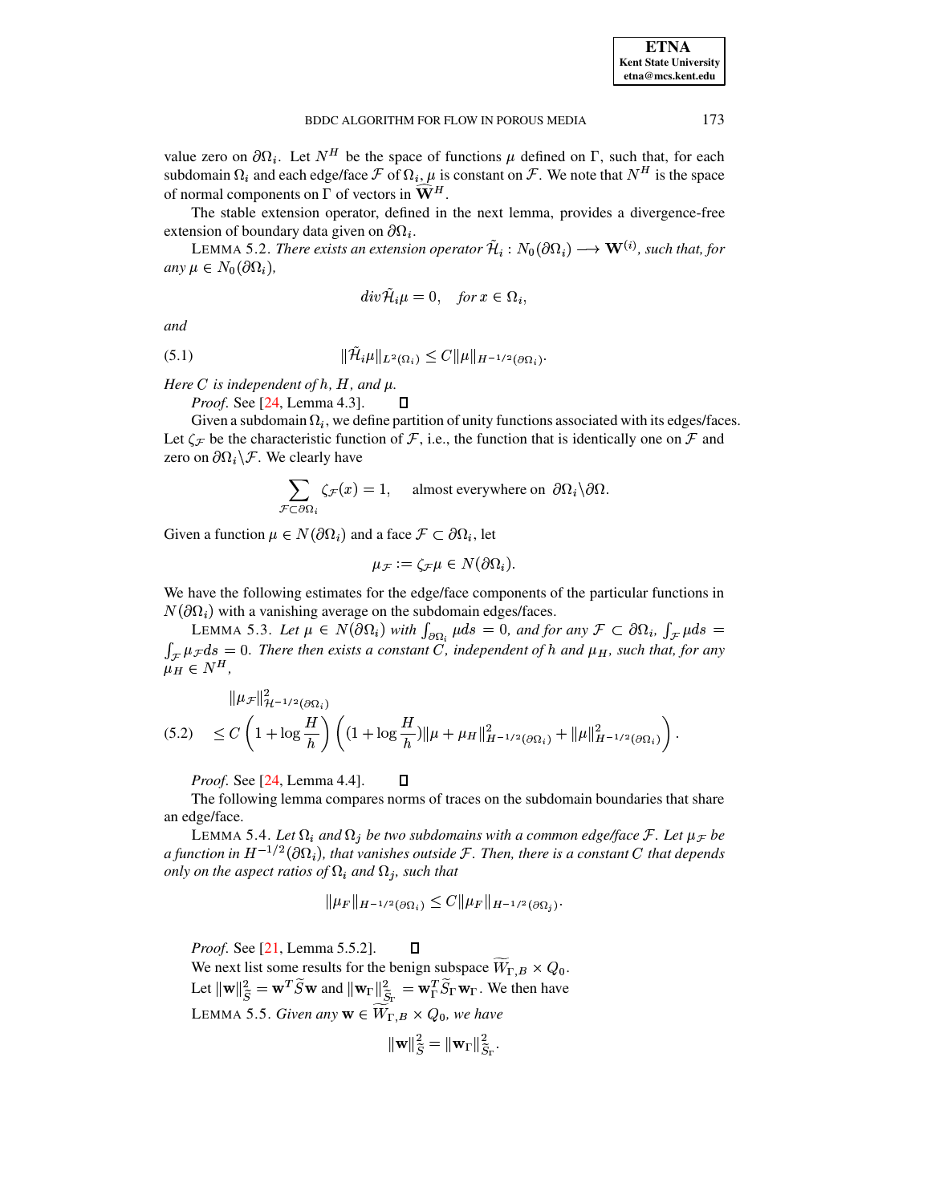value zero on $\partial\Omega_i$. Let $N^H$ be the space of functions $\mu$ defined on $\Gamma$, such that, for each subdomain $\Omega_i$ and each edge/face $\mathcal{F}$ of $\Omega_i$, $\mu$ is constant on $\mathcal{F}$. We note that $N^H$ is the space of normal components on $\Gamma$ of vectors in $\widehat{\mathbf{W}}^H$.

The stable extension operator, defined in the next lemma, provides a divergence-free extension of boundary data given on $\partial\Omega_i$.

LEMMA 5.2. *There exists an extension operator $\tilde{\mathcal{H}}_i : N_0(\partial\Omega_i) \longrightarrow \mathbf{W}^{(i)}$, such that, for any $\mu \in N_0(\partial\Omega_i)$,*

$$div \tilde{\mathcal{H}}_i \mu = 0, \quad \text{for } x \in \Omega_i,$$

*and*

$$\|\tilde{\mathcal{H}}_i \mu\|_{L^2(\Omega_i)} \leq C \|\mu\|_{H^{-1/2}(\partial\Omega_i)}. \tag{5.1}$$

*Here $C$ is independent of $h$, $H$, and $\mu$.*

*Proof.* See [24, Lemma 4.3]. ◻

Given a subdomain $\Omega_i$, we define partition of unity functions associated with its edges/faces. Let $\zeta_{\mathcal{F}}$ be the characteristic function of $\mathcal{F}$, i.e., the function that is identically one on $\mathcal{F}$ and zero on $\partial\Omega_i \backslash \mathcal{F}$. We clearly have

$$\sum_{\mathcal{F} \subset \partial\Omega_i} \zeta_{\mathcal{F}}(x) = 1, \qquad \text{almost everywhere on } \partial\Omega_i \backslash \partial\Omega.$$

Given a function $\mu \in N(\partial\Omega_i)$ and a face $\mathcal{F} \subset \partial\Omega_i$, let

$$\mu_{\mathcal{F}} := \zeta_{\mathcal{F}} \mu \in N(\partial\Omega_i).$$

We have the following estimates for the edge/face components of the particular functions in $N(\partial\Omega_i)$ with a vanishing average on the subdomain edges/faces.

LEMMA 5.3. *Let $\mu \in N(\partial\Omega_i)$ with $\int_{\partial\Omega_i} \mu ds = 0$, and for any $\mathcal{F} \subset \partial\Omega_i$, $\int_{\mathcal{F}} \mu ds = \int_{\mathcal{F}} \mu_{\mathcal{F}} ds = 0$. There then exists a constant $C$, independent of $h$ and $\mu_H$, such that, for any $\mu_H \in N^H$,*

$$\|\mu_{\mathcal{F}}\|^2_{\mathcal{H}^{-1/2}(\partial\Omega_i)} \leq C \left(1 + \log \frac{H}{h}\right) \left( (1 + \log \frac{H}{h}) \|\mu + \mu_H\|^2_{H^{-1/2}(\partial\Omega_i)} + \|\mu\|^2_{H^{-1/2}(\partial\Omega_i)} \right). \tag{5.2}$$

*Proof.* See [24, Lemma 4.4]. ◻

The following lemma compares norms of traces on the subdomain boundaries that share an edge/face.

LEMMA 5.4. *Let $\Omega_i$ and $\Omega_j$ be two subdomains with a common edge/face $\mathcal{F}$. Let $\mu_{\mathcal{F}}$ be a function in $H^{-1/2}(\partial\Omega_i)$, that vanishes outside $\mathcal{F}$. Then, there is a constant $C$ that depends only on the aspect ratios of $\Omega_i$ and $\Omega_j$, such that*

$$\|\mu_F\|_{H^{-1/2}(\partial\Omega_i)} \leq C \|\mu_F\|_{H^{-1/2}(\partial\Omega_j)}.$$

*Proof.* See [21, Lemma 5.5.2]. ◻

We next list some results for the benign subspace $\widetilde{W}_{\Gamma,B} \times Q_0$.

Let $\|\mathbf{w}\|^2_{\widetilde{S}} = \mathbf{w}^T \widetilde{S} \mathbf{w}$ and $\|\mathbf{w}_\Gamma\|^2_{\widetilde{S}_\Gamma} = \mathbf{w}_\Gamma^T \widetilde{S}_\Gamma \mathbf{w}_\Gamma$. We then have

LEMMA 5.5. *Given any $\mathbf{w} \in \widetilde{W}_{\Gamma,B} \times Q_0$, we have*

$$\|\mathbf{w}\|^2_{\widetilde{S}} = \|\mathbf{w}_\Gamma\|^2_{\widetilde{S}_\Gamma}.$$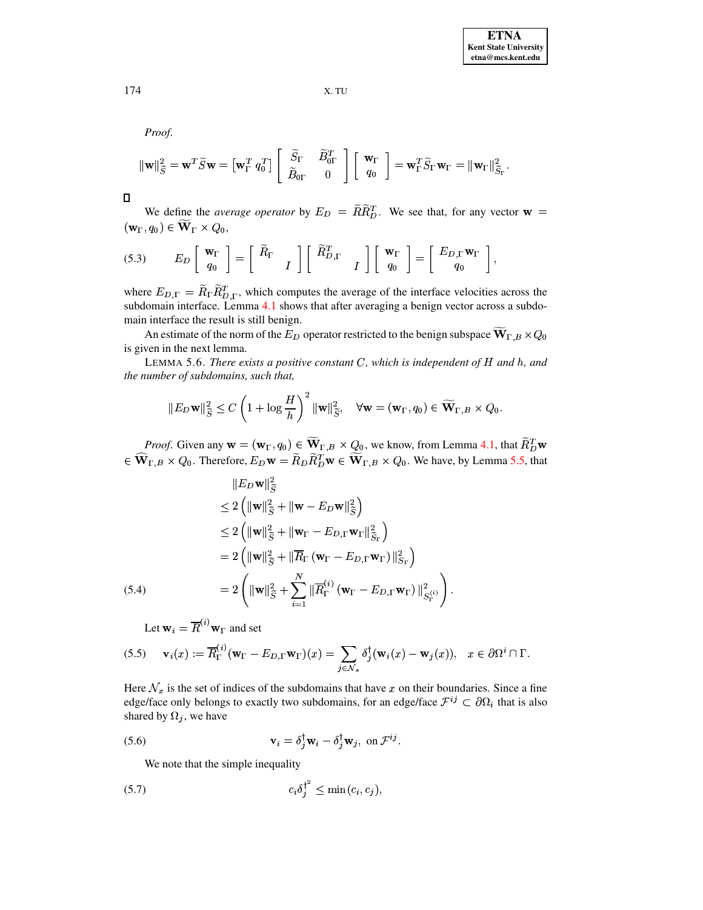*Proof.*

$$\|\mathbf{w}\|_{\widetilde{S}}^2 = \mathbf{w}^T \widetilde{S} \mathbf{w} = \begin{bmatrix} \mathbf{w}_\Gamma^T & q_0^T \end{bmatrix} \begin{bmatrix} \widetilde{S}_\Gamma & \widetilde{B}_{0\Gamma}^T \\ \widetilde{B}_{0\Gamma} & 0 \end{bmatrix} \begin{bmatrix} \mathbf{w}_\Gamma \\ q_0 \end{bmatrix} = \mathbf{w}_\Gamma^T \widetilde{S}_\Gamma \mathbf{w}_\Gamma = \|\mathbf{w}_\Gamma\|_{\widetilde{S}_\Gamma}^2 .$$

□

We define the *average operator* by $E_D = \widetilde{R}\widetilde{R}_D^T$. We see that, for any vector $\mathbf{w} = (\mathbf{w}_\Gamma, q_0) \in \widetilde{\mathbf{W}}_\Gamma \times Q_0$,

$$E_D \begin{bmatrix} \mathbf{w}_\Gamma \\ q_0 \end{bmatrix} = \begin{bmatrix} \widetilde{R}_\Gamma & \\ & I \end{bmatrix} \begin{bmatrix} \widetilde{R}_{D,\Gamma}^T & \\ & I \end{bmatrix} \begin{bmatrix} \mathbf{w}_\Gamma \\ q_0 \end{bmatrix} = \begin{bmatrix} E_{D,\Gamma}\mathbf{w}_\Gamma \\ q_0 \end{bmatrix}, \tag{5.3}$$

where $E_{D,\Gamma} = \widetilde{R}_\Gamma \widetilde{R}_{D,\Gamma}^T$, which computes the average of the interface velocities across the subdomain interface. Lemma 4.1 shows that after averaging a benign vector across a subdomain interface the result is still benign.

An estimate of the norm of the $E_D$ operator restricted to the benign subspace $\widetilde{\mathbf{W}}_{\Gamma,B} \times Q_0$ is given in the next lemma.

LEMMA 5.6. *There exists a positive constant $C$, which is independent of $H$ and $h$, and the number of subdomains, such that,*

$$\|E_D\mathbf{w}\|_{\widetilde{S}}^2 \le C\left(1 + \log\frac{H}{h}\right)^2 \|\mathbf{w}\|_{\widetilde{S}}^2, \quad \forall \mathbf{w} = (\mathbf{w}_\Gamma, q_0) \in \widetilde{\mathbf{W}}_{\Gamma,B} \times Q_0.$$

*Proof.* Given any $\mathbf{w} = (\mathbf{w}_\Gamma, q_0) \in \widetilde{\mathbf{W}}_{\Gamma,B} \times Q_0$, we know, from Lemma 4.1, that $\widetilde{R}_D^T\mathbf{w} \in \widehat{\mathbf{W}}_{\Gamma,B} \times Q_0$. Therefore, $E_D\mathbf{w} = \widetilde{R}_D\widetilde{R}_D^T\mathbf{w} \in \widetilde{\mathbf{W}}_{\Gamma,B} \times Q_0$. We have, by Lemma 5.5, that

$$\begin{aligned}
&\|E_D\mathbf{w}\|_{\widetilde{S}}^2 \\
&\le 2\left(\|\mathbf{w}\|_{\widetilde{S}}^2 + \|\mathbf{w} - E_D\mathbf{w}\|_{\widetilde{S}}^2\right) \\
&\le 2\left(\|\mathbf{w}\|_{\widetilde{S}}^2 + \|\mathbf{w}_\Gamma - E_{D,\Gamma}\mathbf{w}_\Gamma\|_{\widetilde{S}_\Gamma}^2\right) \\
&= 2\left(\|\mathbf{w}\|_{\widetilde{S}}^2 + \|\overline{R}_\Gamma\left(\mathbf{w}_\Gamma - E_{D,\Gamma}\mathbf{w}_\Gamma\right)\|_{S_\Gamma}^2\right) \\
&= 2\left(\|\mathbf{w}\|_{\widetilde{S}}^2 + \sum_{i=1}^N \|\overline{R}_\Gamma^{(i)}\left(\mathbf{w}_\Gamma - E_{D,\Gamma}\mathbf{w}_\Gamma\right)\|_{S_\Gamma^{(i)}}^2\right).
\end{aligned} \tag{5.4}$$

Let $\mathbf{w}_i = \overline{R}^{(i)}\mathbf{w}_\Gamma$ and set

$$\mathbf{v}_i(x) := \overline{R}_\Gamma^{(i)}(\mathbf{w}_\Gamma - E_{D,\Gamma}\mathbf{w}_\Gamma)(x) = \sum_{j\in\mathcal{N}_x} \delta_j^\dagger(\mathbf{w}_i(x) - \mathbf{w}_j(x)), \quad x \in \partial\Omega^i \cap \Gamma. \tag{5.5}$$

Here $\mathcal{N}_x$ is the set of indices of the subdomains that have $x$ on their boundaries. Since a fine edge/face only belongs to exactly two subdomains, for an edge/face $\mathcal{F}^{ij} \subset \partial\Omega_i$ that is also shared by $\Omega_j$, we have

$$\mathbf{v}_i = \delta_j^\dagger\mathbf{w}_i - \delta_j^\dagger\mathbf{w}_j, \text{ on } \mathcal{F}^{ij}. \tag{5.6}$$

We note that the simple inequality

$$c_i{\delta_j^\dagger}^2 \le \min(c_i, c_j), \tag{5.7}$$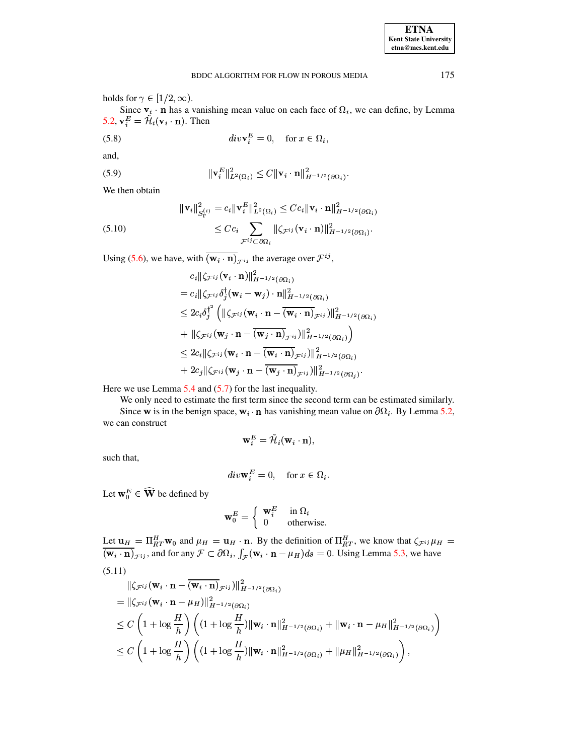holds for $\gamma \in [1/2, \infty)$.

Since $\mathbf{v}_i \cdot \mathbf{n}$ has a vanishing mean value on each face of $\Omega_i$, we can define, by Lemma 5.2, $\mathbf{v}_i^E = \tilde{\mathcal{H}}_i(\mathbf{v}_i \cdot \mathbf{n})$. Then

$$div \mathbf{v}_i^E = 0, \quad \text{for } x \in \Omega_i, \tag{5.8}$$

and,

$$\|\mathbf{v}_i^E\|^2_{L^2(\Omega_i)} \le C \|\mathbf{v}_i \cdot \mathbf{n}\|^2_{H^{-1/2}(\partial\Omega_i)}. \tag{5.9}$$

We then obtain

$$\begin{aligned}
\|\mathbf{v}_i\|^2_{S_\Gamma^{(i)}} &= c_i \|\mathbf{v}_i^E\|^2_{L^2(\Omega_i)} \le C c_i \|\mathbf{v}_i \cdot \mathbf{n}\|^2_{H^{-1/2}(\partial\Omega_i)} \\
&\le C c_i \sum_{\mathcal{F}^{ij} \subset \partial\Omega_i} \|\zeta_{\mathcal{F}^{ij}}(\mathbf{v}_i \cdot \mathbf{n})\|^2_{H^{-1/2}(\partial\Omega_i)}.
\end{aligned} \tag{5.10}$$

Using (5.6), we have, with $\overline{(\mathbf{w}_i \cdot \mathbf{n})}_{\mathcal{F}^{ij}}$ the average over $\mathcal{F}^{ij}$,

$$\begin{aligned}
& c_i \|\zeta_{\mathcal{F}^{ij}}(\mathbf{v}_i \cdot \mathbf{n})\|^2_{H^{-1/2}(\partial\Omega_i)} \\
&= c_i \|\zeta_{\mathcal{F}^{ij}} \delta_j^\dagger (\mathbf{w}_i - \mathbf{w}_j) \cdot \mathbf{n}\|^2_{H^{-1/2}(\partial\Omega_i)} \\
&\le 2 c_i {\delta_j^\dagger}^2 \Big( \|\zeta_{\mathcal{F}^{ij}}(\mathbf{w}_i \cdot \mathbf{n} - \overline{(\mathbf{w}_i \cdot \mathbf{n})}_{\mathcal{F}^{ij}})\|^2_{H^{-1/2}(\partial\Omega_i)} \\
&\quad + \|\zeta_{\mathcal{F}^{ij}}(\mathbf{w}_j \cdot \mathbf{n} - \overline{(\mathbf{w}_j \cdot \mathbf{n})}_{\mathcal{F}^{ij}})\|^2_{H^{-1/2}(\partial\Omega_i)} \Big) \\
&\le 2 c_i \|\zeta_{\mathcal{F}^{ij}}(\mathbf{w}_i \cdot \mathbf{n} - \overline{(\mathbf{w}_i \cdot \mathbf{n})}_{\mathcal{F}^{ij}})\|^2_{H^{-1/2}(\partial\Omega_i)} \\
&\quad + 2 c_j \|\zeta_{\mathcal{F}^{ij}}(\mathbf{w}_j \cdot \mathbf{n} - \overline{(\mathbf{w}_j \cdot \mathbf{n})}_{\mathcal{F}^{ij}})\|^2_{H^{-1/2}(\partial\Omega_j)}.
\end{aligned}$$

Here we use Lemma 5.4 and (5.7) for the last inequality.

We only need to estimate the first term since the second term can be estimated similarly.

Since $\mathbf{w}$ is in the benign space, $\mathbf{w}_i \cdot \mathbf{n}$ has vanishing mean value on $\partial\Omega_i$. By Lemma 5.2, we can construct

$$\mathbf{w}_i^E = \tilde{\mathcal{H}}_i(\mathbf{w}_i \cdot \mathbf{n}),$$

such that,

$$div \mathbf{w}_i^E = 0, \quad \text{for } x \in \Omega_i.$$

Let $\mathbf{w}_0^E \in \widehat{\mathbf{W}}$ be defined by

$$\mathbf{w}_0^E = \begin{cases} \mathbf{w}_i^E & \text{in } \Omega_i \\ 0 & \text{otherwise.} \end{cases}$$

Let $\mathbf{u}_H = \Pi_{RT}^H \mathbf{w}_0$ and $\mu_H = \mathbf{u}_H \cdot \mathbf{n}$. By the definition of $\Pi_{RT}^H$, we know that $\zeta_{\mathcal{F}^{ij}} \mu_H = \overline{(\mathbf{w}_i \cdot \mathbf{n})}_{\mathcal{F}^{ij}}$, and for any $\mathcal{F} \subset \partial\Omega_i$, $\int_{\mathcal{F}} (\mathbf{w}_i \cdot \mathbf{n} - \mu_H) ds = 0$. Using Lemma 5.3, we have

$$\begin{aligned}
& \|\zeta_{\mathcal{F}^{ij}}(\mathbf{w}_i \cdot \mathbf{n} - \overline{(\mathbf{w}_i \cdot \mathbf{n})}_{\mathcal{F}^{ij}})\|^2_{H^{-1/2}(\partial\Omega_i)} \\
&= \|\zeta_{\mathcal{F}^{ij}}(\mathbf{w}_i \cdot \mathbf{n} - \mu_H)\|^2_{H^{-1/2}(\partial\Omega_i)} \\
&\le C \left(1 + \log \frac{H}{h}\right) \left( (1 + \log \frac{H}{h}) \|\mathbf{w}_i \cdot \mathbf{n}\|^2_{H^{-1/2}(\partial\Omega_i)} + \|\mathbf{w}_i \cdot \mathbf{n} - \mu_H\|^2_{H^{-1/2}(\partial\Omega_i)} \right) \\
&\le C \left(1 + \log \frac{H}{h}\right) \left( (1 + \log \frac{H}{h}) \|\mathbf{w}_i \cdot \mathbf{n}\|^2_{H^{-1/2}(\partial\Omega_i)} + \|\mu_H\|^2_{H^{-1/2}(\partial\Omega_i)} \right),
\end{aligned} \tag{5.11}$$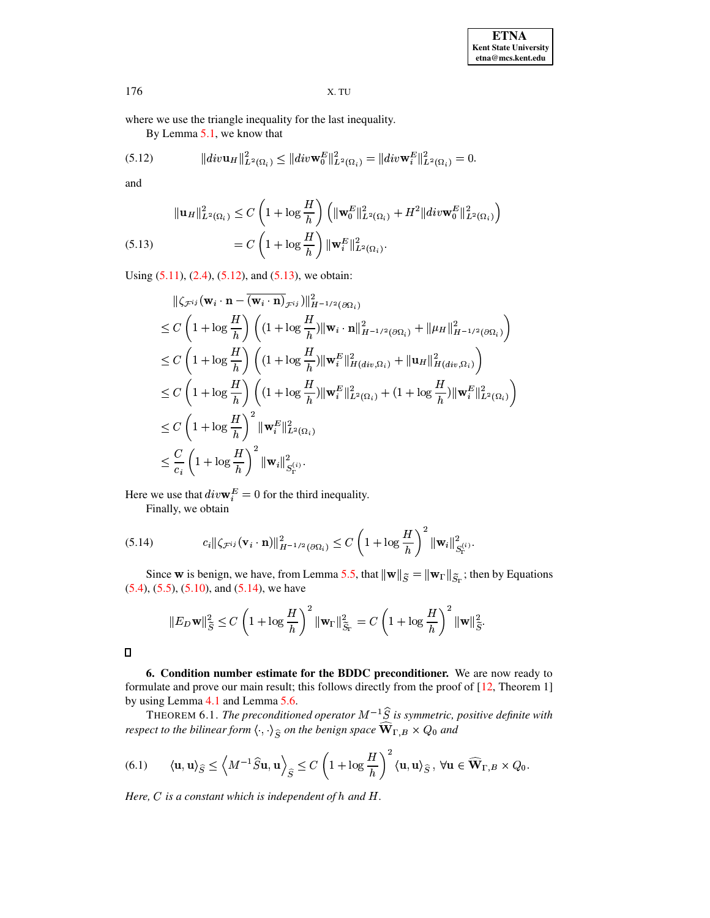where we use the triangle inequality for the last inequality.

By Lemma 5.1, we know that

$$\|div\mathbf{u}_H\|^2_{L^2(\Omega_i)} \leq \|div\mathbf{w}^E_0\|^2_{L^2(\Omega_i)} = \|div\mathbf{w}^E_i\|^2_{L^2(\Omega_i)} = 0. \tag{5.12}$$

and

$$\begin{aligned}
\|\mathbf{u}_H\|^2_{L^2(\Omega_i)} &\leq C\left(1+\log\frac{H}{h}\right)\left(\|\mathbf{w}^E_0\|^2_{L^2(\Omega_i)} + H^2\|div\mathbf{w}^E_0\|^2_{L^2(\Omega_i)}\right) \\
&= C\left(1+\log\frac{H}{h}\right)\|\mathbf{w}^E_i\|^2_{L^2(\Omega_i)}.
\end{aligned} \tag{5.13}$$

Using (5.11), (2.4), (5.12), and (5.13), we obtain:

$$\begin{aligned}
&\|\zeta_{\mathcal{F}^{ij}}(\mathbf{w}_i\cdot\mathbf{n} - \overline{(\mathbf{w}_i\cdot\mathbf{n})}_{\mathcal{F}^{ij}})\|^2_{H^{-1/2}(\partial\Omega_i)} \\
&\leq C\left(1+\log\frac{H}{h}\right)\left((1+\log\frac{H}{h})\|\mathbf{w}_i\cdot\mathbf{n}\|^2_{H^{-1/2}(\partial\Omega_i)} + \|\mu_H\|^2_{H^{-1/2}(\partial\Omega_i)}\right) \\
&\leq C\left(1+\log\frac{H}{h}\right)\left((1+\log\frac{H}{h})\|\mathbf{w}^E_i\|^2_{H(div,\Omega_i)} + \|\mathbf{u}_H\|^2_{H(div,\Omega_i)}\right) \\
&\leq C\left(1+\log\frac{H}{h}\right)\left((1+\log\frac{H}{h})\|\mathbf{w}^E_i\|^2_{L^2(\Omega_i)} + (1+\log\frac{H}{h})\|\mathbf{w}^E_i\|^2_{L^2(\Omega_i)}\right) \\
&\leq C\left(1+\log\frac{H}{h}\right)^2\|\mathbf{w}^E_i\|^2_{L^2(\Omega_i)} \\
&\leq \frac{C}{c_i}\left(1+\log\frac{H}{h}\right)^2\|\mathbf{w}_i\|^2_{S^{(i)}_\Gamma}.
\end{aligned}$$

Here we use that $div\mathbf{w}^E_i = 0$ for the third inequality.

Finally, we obtain

$$c_i\|\zeta_{\mathcal{F}^{ij}}(\mathbf{v}_i\cdot\mathbf{n})\|^2_{H^{-1/2}(\partial\Omega_i)} \leq C\left(1+\log\frac{H}{h}\right)^2\|\mathbf{w}_i\|^2_{S^{(i)}_\Gamma}. \tag{5.14}$$

Since $\mathbf{w}$ is benign, we have, from Lemma 5.5, that $\|\mathbf{w}\|_{\widetilde{S}} = \|\mathbf{w}_\Gamma\|_{\widetilde{S}_\Gamma}$; then by Equations (5.4), (5.5), (5.10), and (5.14), we have

$$\|E_D\mathbf{w}\|^2_{\widetilde{S}} \leq C\left(1+\log\frac{H}{h}\right)^2\|\mathbf{w}_\Gamma\|^2_{\widetilde{S}_\Gamma} = C\left(1+\log\frac{H}{h}\right)^2\|\mathbf{w}\|^2_{\widetilde{S}}.$$

□

## 6. Condition number estimate for the BDDC preconditioner.

We are now ready to formulate and prove our main result; this follows directly from the proof of [12, Theorem 1] by using Lemma 4.1 and Lemma 5.6.

THEOREM 6.1. *The preconditioned operator $M^{-1}\widehat{S}$ is symmetric, positive definite with respect to the bilinear form $\langle\cdot,\cdot\rangle_{\widehat{S}}$ on the benign space $\widehat{\mathbf{W}}_{\Gamma,B}\times Q_0$ and*

$$\langle\mathbf{u},\mathbf{u}\rangle_{\widehat{S}} \leq \left\langle M^{-1}\widehat{S}\mathbf{u},\mathbf{u}\right\rangle_{\widehat{S}} \leq C\left(1+\log\frac{H}{h}\right)^2\langle\mathbf{u},\mathbf{u}\rangle_{\widehat{S}},\ \forall\mathbf{u}\in\widehat{\mathbf{W}}_{\Gamma,B}\times Q_0. \tag{6.1}$$

*Here, $C$ is a constant which is independent of $h$ and $H$.*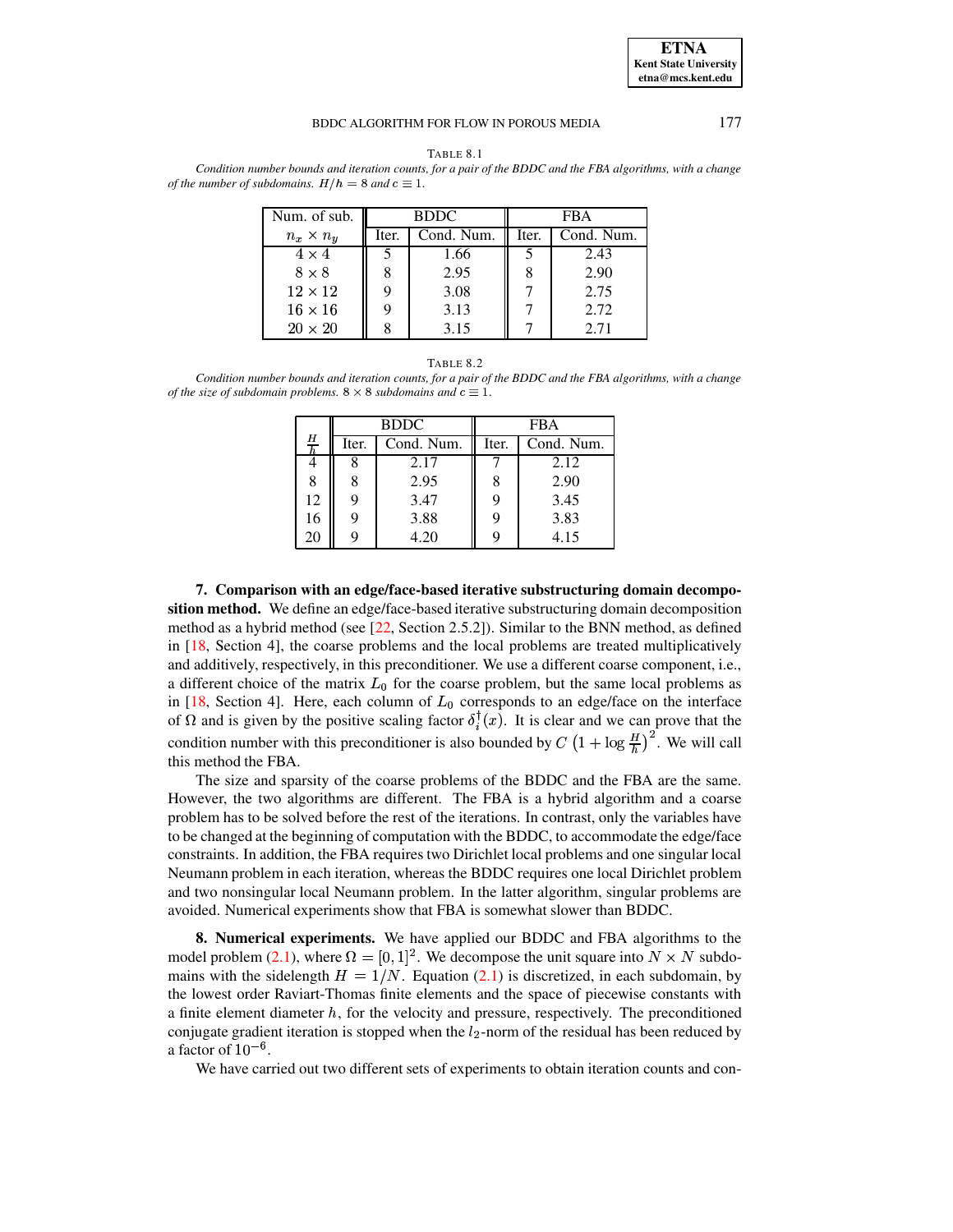TABLE 8.1

*Condition number bounds and iteration counts, for a pair of the BDDC and the FBA algorithms, with a change of the number of subdomains. $H/h = 8$ and $c \equiv 1$.*

| Num. of sub. | BDDC | | FBA | |
|---|---|---|---|---|
| $n_x \times n_y$ | Iter. | Cond. Num. | Iter. | Cond. Num. |
| $4 \times 4$ | 5 | 1.66 | 5 | 2.43 |
| $8 \times 8$ | 8 | 2.95 | 8 | 2.90 |
| $12 \times 12$ | 9 | 3.08 | 7 | 2.75 |
| $16 \times 16$ | 9 | 3.13 | 7 | 2.72 |
| $20 \times 20$ | 8 | 3.15 | 7 | 2.71 |

TABLE 8.2

*Condition number bounds and iteration counts, for a pair of the BDDC and the FBA algorithms, with a change of the size of subdomain problems. $8 \times 8$ subdomains and $c \equiv 1$.*

| | BDDC | | FBA | |
|---|---|---|---|---|
| $\frac{H}{h}$ | Iter. | Cond. Num. | Iter. | Cond. Num. |
| 4 | 8 | 2.17 | 7 | 2.12 |
| 8 | 8 | 2.95 | 8 | 2.90 |
| 12 | 9 | 3.47 | 9 | 3.45 |
| 16 | 9 | 3.88 | 9 | 3.83 |
| 20 | 9 | 4.20 | 9 | 4.15 |

**7. Comparison with an edge/face-based iterative substructuring domain decomposition method.** We define an edge/face-based iterative substructuring domain decomposition method as a hybrid method (see [22, Section 2.5.2]). Similar to the BNN method, as defined in [18, Section 4], the coarse problems and the local problems are treated multiplicatively and additively, respectively, in this preconditioner. We use a different coarse component, i.e., a different choice of the matrix $L_0$ for the coarse problem, but the same local problems as in [18, Section 4]. Here, each column of $L_0$ corresponds to an edge/face on the interface of $\Omega$ and is given by the positive scaling factor $\delta_i^\dagger(x)$. It is clear and we can prove that the condition number with this preconditioner is also bounded by $C\left(1+\log\frac{H}{h}\right)^2$. We will call this method the FBA.

The size and sparsity of the coarse problems of the BDDC and the FBA are the same. However, the two algorithms are different. The FBA is a hybrid algorithm and a coarse problem has to be solved before the rest of the iterations. In contrast, only the variables have to be changed at the beginning of computation with the BDDC, to accommodate the edge/face constraints. In addition, the FBA requires two Dirichlet local problems and one singular local Neumann problem in each iteration, whereas the BDDC requires one local Dirichlet problem and two nonsingular local Neumann problem. In the latter algorithm, singular problems are avoided. Numerical experiments show that FBA is somewhat slower than BDDC.

**8. Numerical experiments.** We have applied our BDDC and FBA algorithms to the model problem (2.1), where $\Omega = [0,1]^2$. We decompose the unit square into $N \times N$ subdomains with the sidelength $H = 1/N$. Equation (2.1) is discretized, in each subdomain, by the lowest order Raviart-Thomas finite elements and the space of piecewise constants with a finite element diameter $h$, for the velocity and pressure, respectively. The preconditioned conjugate gradient iteration is stopped when the $l_2$-norm of the residual has been reduced by a factor of $10^{-6}$.

We have carried out two different sets of experiments to obtain iteration counts and con-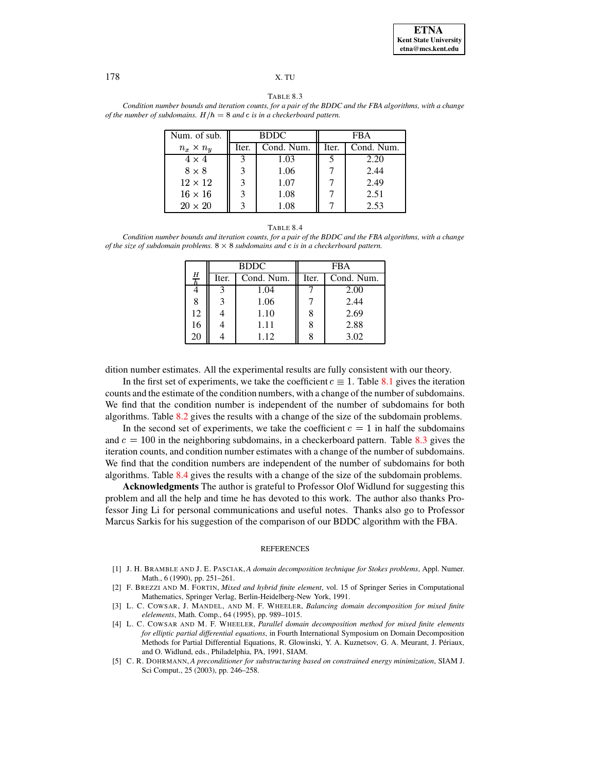TABLE 8.3

*Condition number bounds and iteration counts, for a pair of the BDDC and the FBA algorithms, with a change of the number of subdomains. $H/h = 8$ and $c$ is in a checkerboard pattern.*

| Num. of sub. | BDDC | | FBA | |
|---|---|---|---|---|
| $n_x \times n_y$ | Iter. | Cond. Num. | Iter. | Cond. Num. |
| $4 \times 4$ | 3 | 1.03 | 5 | 2.20 |
| $8 \times 8$ | 3 | 1.06 | 7 | 2.44 |
| $12 \times 12$ | 3 | 1.07 | 7 | 2.49 |
| $16 \times 16$ | 3 | 1.08 | 7 | 2.51 |
| $20 \times 20$ | 3 | 1.08 | 7 | 2.53 |

TABLE 8.4

*Condition number bounds and iteration counts, for a pair of the BDDC and the FBA algorithms, with a change of the size of subdomain problems. $8 \times 8$ subdomains and $c$ is in a checkerboard pattern.*

| | BDDC | | FBA | |
|---|---|---|---|---|
| $\frac{H}{h}$ | Iter. | Cond. Num. | Iter. | Cond. Num. |
| 4 | 3 | 1.04 | 7 | 2.00 |
| 8 | 3 | 1.06 | 7 | 2.44 |
| 12 | 4 | 1.10 | 8 | 2.69 |
| 16 | 4 | 1.11 | 8 | 2.88 |
| 20 | 4 | 1.12 | 8 | 3.02 |

dition number estimates. All the experimental results are fully consistent with our theory.

In the first set of experiments, we take the coefficient $c \equiv 1$. Table 8.1 gives the iteration counts and the estimate of the condition numbers, with a change of the number of subdomains. We find that the condition number is independent of the number of subdomains for both algorithms. Table 8.2 gives the results with a change of the size of the subdomain problems.

In the second set of experiments, we take the coefficient $c = 1$ in half the subdomains and $c = 100$ in the neighboring subdomains, in a checkerboard pattern. Table 8.3 gives the iteration counts, and condition number estimates with a change of the number of subdomains. We find that the condition numbers are independent of the number of subdomains for both algorithms. Table 8.4 gives the results with a change of the size of the subdomain problems.

**Acknowledgments** The author is grateful to Professor Olof Widlund for suggesting this problem and all the help and time he has devoted to this work. The author also thanks Professor Jing Li for personal communications and useful notes. Thanks also go to Professor Marcus Sarkis for his suggestion of the comparison of our BDDC algorithm with the FBA.

## REFERENCES

[1] J. H. BRAMBLE AND J. E. PASCIAK, *A domain decomposition technique for Stokes problems*, Appl. Numer. Math., 6 (1990), pp. 251–261.

[2] F. BREZZI AND M. FORTIN, *Mixed and hybrid finite element*, vol. 15 of Springer Series in Computational Mathematics, Springer Verlag, Berlin-Heidelberg-New York, 1991.

[3] L. C. COWSAR, J. MANDEL, AND M. F. WHEELER, *Balancing domain decomposition for mixed finite elelements*, Math. Comp., 64 (1995), pp. 989–1015.

[4] L. C. COWSAR AND M. F. WHEELER, *Parallel domain decomposition method for mixed finite elements for elliptic partial differential equations*, in Fourth International Symposium on Domain Decomposition Methods for Partial Differential Equations, R. Glowinski, Y. A. Kuznetsov, G. A. Meurant, J. Périaux, and O. Widlund, eds., Philadelphia, PA, 1991, SIAM.

[5] C. R. DOHRMANN, *A preconditioner for substructuring based on constrained energy minimization*, SIAM J. Sci Comput., 25 (2003), pp. 246–258.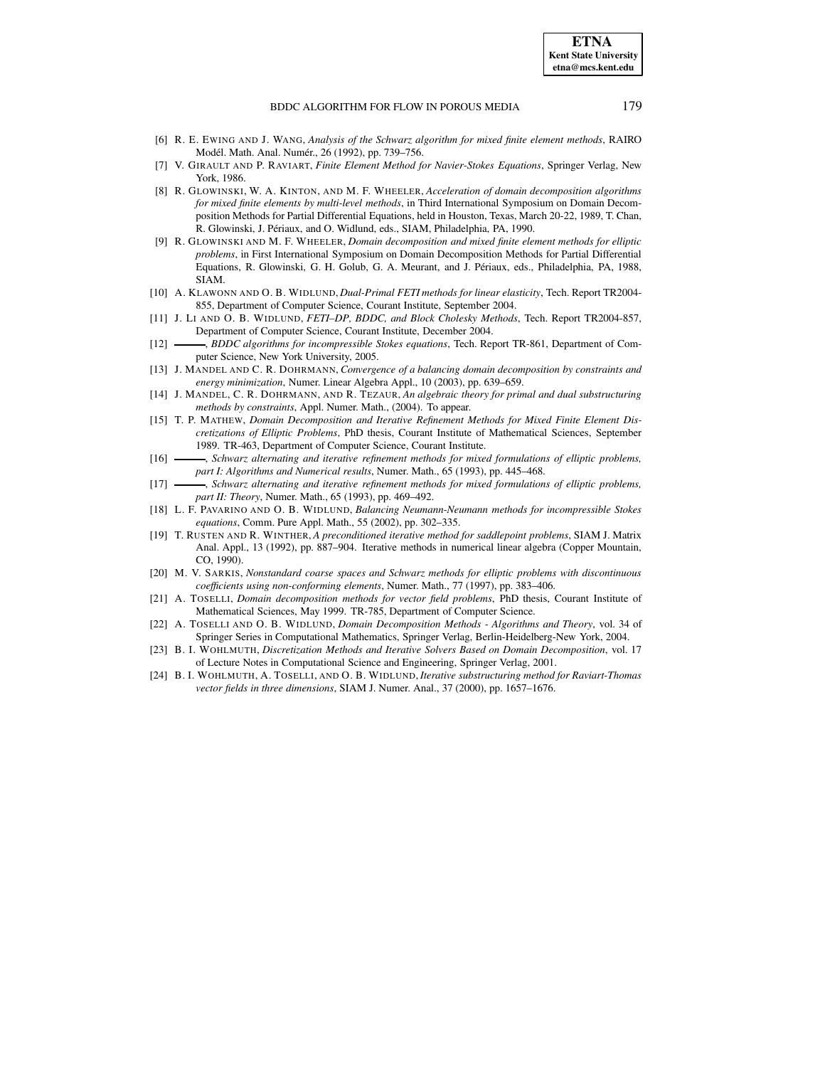[6] R. E. EWING AND J. WANG, *Analysis of the Schwarz algorithm for mixed finite element methods*, RAIRO Modél. Math. Anal. Numér., 26 (1992), pp. 739–756.

[7] V. GIRAULT AND P. RAVIART, *Finite Element Method for Navier-Stokes Equations*, Springer Verlag, New York, 1986.

[8] R. GLOWINSKI, W. A. KINTON, AND M. F. WHEELER, *Acceleration of domain decomposition algorithms for mixed finite elements by multi-level methods*, in Third International Symposium on Domain Decomposition Methods for Partial Differential Equations, held in Houston, Texas, March 20-22, 1989, T. Chan, R. Glowinski, J. Périaux, and O. Widlund, eds., SIAM, Philadelphia, PA, 1990.

[9] R. GLOWINSKI AND M. F. WHEELER, *Domain decomposition and mixed finite element methods for elliptic problems*, in First International Symposium on Domain Decomposition Methods for Partial Differential Equations, R. Glowinski, G. H. Golub, G. A. Meurant, and J. Périaux, eds., Philadelphia, PA, 1988, SIAM.

[10] A. KLAWONN AND O. B. WIDLUND, *Dual-Primal FETI methods for linear elasticity*, Tech. Report TR2004-855, Department of Computer Science, Courant Institute, September 2004.

[11] J. LI AND O. B. WIDLUND, *FETI–DP, BDDC, and Block Cholesky Methods*, Tech. Report TR2004-857, Department of Computer Science, Courant Institute, December 2004.

[12] ———, *BDDC algorithms for incompressible Stokes equations*, Tech. Report TR-861, Department of Computer Science, New York University, 2005.

[13] J. MANDEL AND C. R. DOHRMANN, *Convergence of a balancing domain decomposition by constraints and energy minimization*, Numer. Linear Algebra Appl., 10 (2003), pp. 639–659.

[14] J. MANDEL, C. R. DOHRMANN, AND R. TEZAUR, *An algebraic theory for primal and dual substructuring methods by constraints*, Appl. Numer. Math., (2004). To appear.

[15] T. P. MATHEW, *Domain Decomposition and Iterative Refinement Methods for Mixed Finite Element Discretizations of Elliptic Problems*, PhD thesis, Courant Institute of Mathematical Sciences, September 1989. TR-463, Department of Computer Science, Courant Institute.

[16] ———, *Schwarz alternating and iterative refinement methods for mixed formulations of elliptic problems, part I: Algorithms and Numerical results*, Numer. Math., 65 (1993), pp. 445–468.

[17] ———, *Schwarz alternating and iterative refinement methods for mixed formulations of elliptic problems, part II: Theory*, Numer. Math., 65 (1993), pp. 469–492.

[18] L. F. PAVARINO AND O. B. WIDLUND, *Balancing Neumann-Neumann methods for incompressible Stokes equations*, Comm. Pure Appl. Math., 55 (2002), pp. 302–335.

[19] T. RUSTEN AND R. WINTHER, *A preconditioned iterative method for saddlepoint problems*, SIAM J. Matrix Anal. Appl., 13 (1992), pp. 887–904. Iterative methods in numerical linear algebra (Copper Mountain, CO, 1990).

[20] M. V. SARKIS, *Nonstandard coarse spaces and Schwarz methods for elliptic problems with discontinuous coefficients using non-conforming elements*, Numer. Math., 77 (1997), pp. 383–406.

[21] A. TOSELLI, *Domain decomposition methods for vector field problems*, PhD thesis, Courant Institute of Mathematical Sciences, May 1999. TR-785, Department of Computer Science.

[22] A. TOSELLI AND O. B. WIDLUND, *Domain Decomposition Methods - Algorithms and Theory*, vol. 34 of Springer Series in Computational Mathematics, Springer Verlag, Berlin-Heidelberg-New York, 2004.

[23] B. I. WOHLMUTH, *Discretization Methods and Iterative Solvers Based on Domain Decomposition*, vol. 17 of Lecture Notes in Computational Science and Engineering, Springer Verlag, 2001.

[24] B. I. WOHLMUTH, A. TOSELLI, AND O. B. WIDLUND, *Iterative substructuring method for Raviart-Thomas vector fields in three dimensions*, SIAM J. Numer. Anal., 37 (2000), pp. 1657–1676.